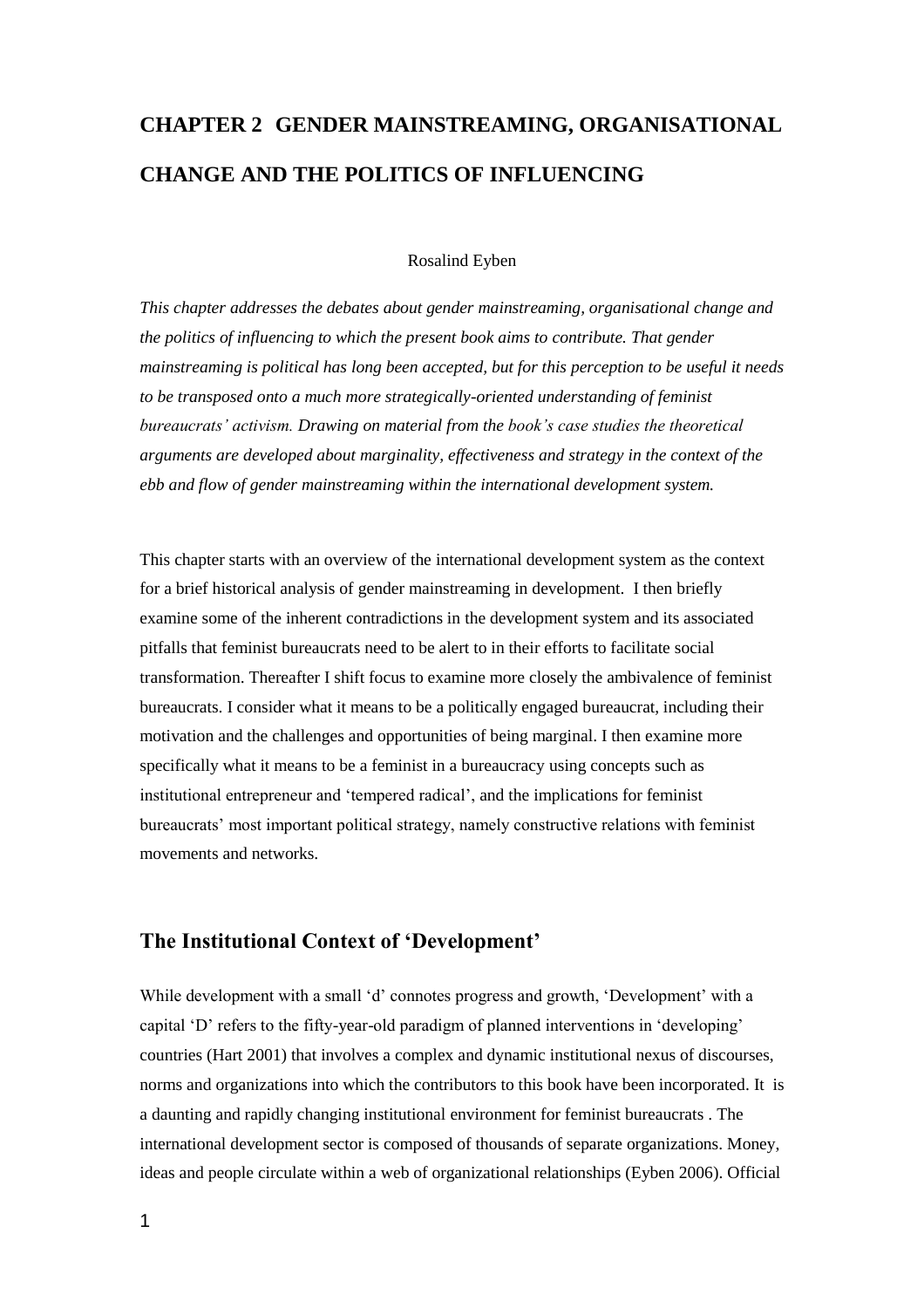# CHAPTER 2 GENDER MAINSTREAMING, ORGANISATIONAL CHANGE AND THE POLITICS OF INFLUENCING

Rosalind Eyben

*This chapter addresses the debates about gender mainstreaming, organisational change and the politics of influencing to which the present book aims to contribute. That gender mainstreaming is political has long been accepted, but for this perception to be useful it needs to be transposed onto a much more strategically-oriented understanding of feminist bureaucrats' activism. Drawing on material from the book's case studies the theoretical arguments are developed about marginality, effectiveness and strategy in the context of the ebb and flow of gender mainstreaming within the international development system.*

This chapter starts with an overview of the international development system as the context for a brief historical analysis of gender mainstreaming in development. I then briefly examine some of the inherent contradictions in the development system and its associated pitfalls that feminist bureaucrats need to be alert to in their efforts to facilitate social transformation. Thereafter I shift focus to examine more closely the ambivalence of feminist bureaucrats. I consider what it means to be a politically engaged bureaucrat, including their motivation and the challenges and opportunities of being marginal. I then examine more specifically what it means to be a feminist in a bureaucracy using concepts such as institutional entrepreneur and 'tempered radical', and the implications for feminist bureaucrats' most important political strategy, namely constructive relations with feminist movements and networks.

## The Institutional Context of 'Development'

While development with a small 'd' connotes progress and growth, 'Development' with a capital 'D' refers to the fifty-year-old paradigm of planned interventions in 'developing' countries (Hart 2001) that involves a complex and dynamic institutional nexus of discourses, norms and organizations into which the contributors to this book have been incorporated. It is a daunting and rapidly changing institutional environment for feminist bureaucrats . The international development sector is composed of thousands of separate organizations. Money, ideas and people circulate within a web of organizational relationships (Eyben 2006). Official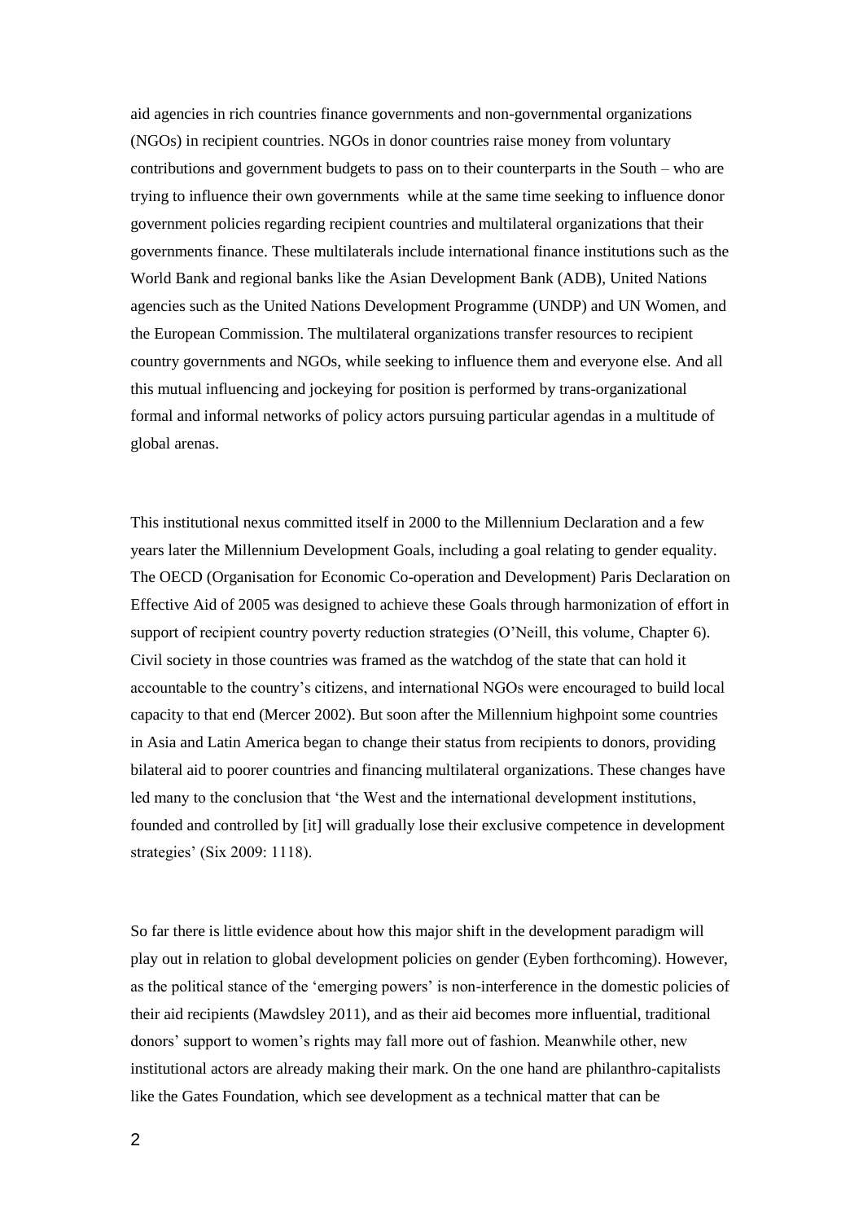aid agencies in rich countries finance governments and non-governmental organizations (NGOs) in recipient countries. NGOs in donor countries raise money from voluntary contributions and government budgets to pass on to their counterparts in the South – who are trying to influence their own governments while at the same time seeking to influence donor government policies regarding recipient countries and multilateral organizations that their governments finance. These multilaterals include international finance institutions such as the World Bank and regional banks like the Asian Development Bank (ADB), United Nations agencies such as the United Nations Development Programme (UNDP) and UN Women, and the European Commission. The multilateral organizations transfer resources to recipient country governments and NGOs, while seeking to influence them and everyone else. And all this mutual influencing and jockeying for position is performed by trans-organizational formal and informal networks of policy actors pursuing particular agendas in a multitude of global arenas.

This institutional nexus committed itself in 2000 to the Millennium Declaration and a few years later the Millennium Development Goals, including a goal relating to gender equality. The OECD (Organisation for Economic Co-operation and Development) Paris Declaration on Effective Aid of 2005 was designed to achieve these Goals through harmonization of effort in support of recipient country poverty reduction strategies (O'Neill, this volume, Chapter 6). Civil society in those countries was framed as the watchdog of the state that can hold it accountable to the country's citizens, and international NGOs were encouraged to build local capacity to that end (Mercer 2002). But soon after the Millennium highpoint some countries in Asia and Latin America began to change their status from recipients to donors, providing bilateral aid to poorer countries and financing multilateral organizations. These changes have led many to the conclusion that 'the West and the international development institutions, founded and controlled by [it] will gradually lose their exclusive competence in development strategies' (Six 2009: 1118).

So far there is little evidence about how this major shift in the development paradigm will play out in relation to global development policies on gender (Eyben forthcoming). However, as the political stance of the 'emerging powers' is non-interference in the domestic policies of their aid recipients (Mawdsley 2011), and as their aid becomes more influential, traditional donors' support to women's rights may fall more out of fashion. Meanwhile other, new institutional actors are already making their mark. On the one hand are philanthro-capitalists like the Gates Foundation, which see development as a technical matter that can be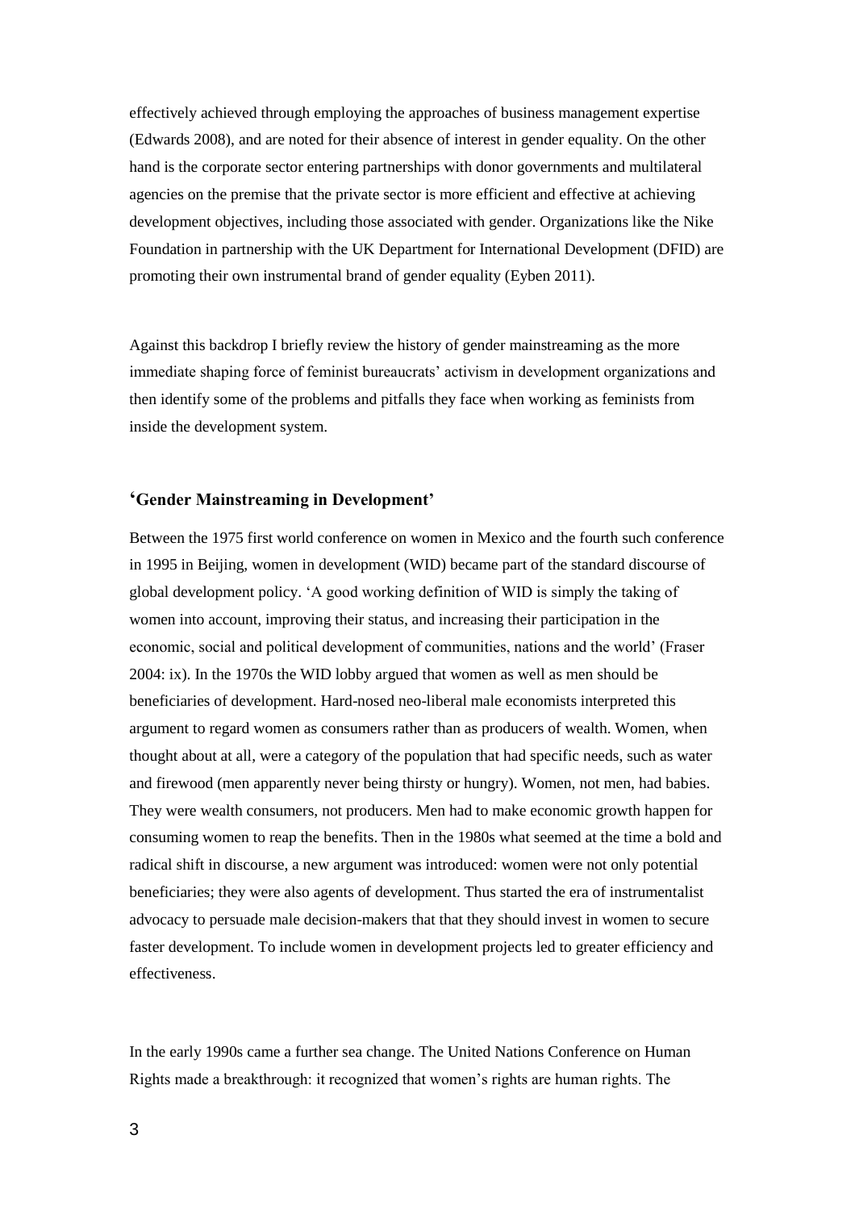effectively achieved through employing the approaches of business management expertise (Edwards 2008), and are noted for their absence of interest in gender equality. On the other hand is the corporate sector entering partnerships with donor governments and multilateral agencies on the premise that the private sector is more efficient and effective at achieving development objectives, including those associated with gender. Organizations like the Nike Foundation in partnership with the UK Department for International Development (DFID) are promoting their own instrumental brand of gender equality (Eyben 2011).

Against this backdrop I briefly review the history of gender mainstreaming as the more immediate shaping force of feminist bureaucrats' activism in development organizations and then identify some of the problems and pitfalls they face when working as feminists from inside the development system.

## 'Gender Mainstreaming in Development'

Between the 1975 first world conference on women in Mexico and the fourth such conference in 1995 in Beijing, women in development (WID) became part of the standard discourse of global development policy. 'A good working definition of WID is simply the taking of women into account, improving their status, and increasing their participation in the economic, social and political development of communities, nations and the world' (Fraser 2004: ix). In the 1970s the WID lobby argued that women as well as men should be beneficiaries of development. Hard-nosed neo-liberal male economists interpreted this argument to regard women as consumers rather than as producers of wealth. Women, when thought about at all, were a category of the population that had specific needs, such as water and firewood (men apparently never being thirsty or hungry). Women, not men, had babies. They were wealth consumers, not producers. Men had to make economic growth happen for consuming women to reap the benefits. Then in the 1980s what seemed at the time a bold and radical shift in discourse, a new argument was introduced: women were not only potential beneficiaries; they were also agents of development. Thus started the era of instrumentalist advocacy to persuade male decision-makers that that they should invest in women to secure faster development. To include women in development projects led to greater efficiency and effectiveness.

In the early 1990s came a further sea change. The United Nations Conference on Human Rights made a breakthrough: it recognized that women's rights are human rights. The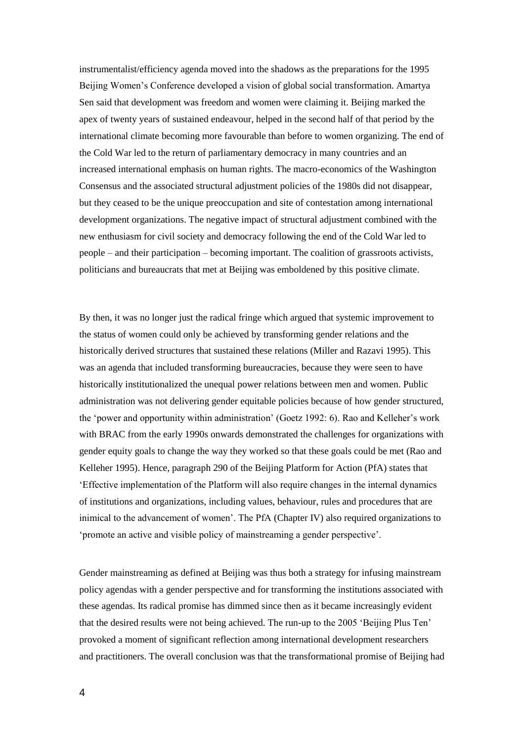instrumentalist/efficiency agenda moved into the shadows as the preparations for the 1995 Beijing Women's Conference developed a vision of global social transformation. Amartya Sen said that development was freedom and women were claiming it. Beijing marked the apex of twenty years of sustained endeavour, helped in the second half of that period by the international climate becoming more favourable than before to women organizing. The end of the Cold War led to the return of parliamentary democracy in many countries and an increased international emphasis on human rights. The macro-economics of the Washington Consensus and the associated structural adjustment policies of the 1980s did not disappear, but they ceased to be the unique preoccupation and site of contestation among international development organizations. The negative impact of structural adjustment combined with the new enthusiasm for civil society and democracy following the end of the Cold War led to people – and their participation – becoming important. The coalition of grassroots activists, politicians and bureaucrats that met at Beijing was emboldened by this positive climate.

By then, it was no longer just the radical fringe which argued that systemic improvement to the status of women could only be achieved by transforming gender relations and the historically derived structures that sustained these relations (Miller and Razavi 1995). This was an agenda that included transforming bureaucracies, because they were seen to have historically institutionalized the unequal power relations between men and women. Public administration was not delivering gender equitable policies because of how gender structured, the 'power and opportunity within administration' (Goetz 1992: 6). Rao and Kelleher's work with BRAC from the early 1990s onwards demonstrated the challenges for organizations with gender equity goals to change the way they worked so that these goals could be met (Rao and Kelleher 1995). Hence, paragraph 290 of the Beijing Platform for Action (PfA) states that 'Effective implementation of the Platform will also require changes in the internal dynamics of institutions and organizations, including values, behaviour, rules and procedures that are inimical to the advancement of women'. The PfA (Chapter IV) also required organizations to 'promote an active and visible policy of mainstreaming a gender perspective'.

Gender mainstreaming as defined at Beijing was thus both a strategy for infusing mainstream policy agendas with a gender perspective and for transforming the institutions associated with these agendas. Its radical promise has dimmed since then as it became increasingly evident that the desired results were not being achieved. The run-up to the 2005 'Beijing Plus Ten' provoked a moment of significant reflection among international development researchers and practitioners. The overall conclusion was that the transformational promise of Beijing had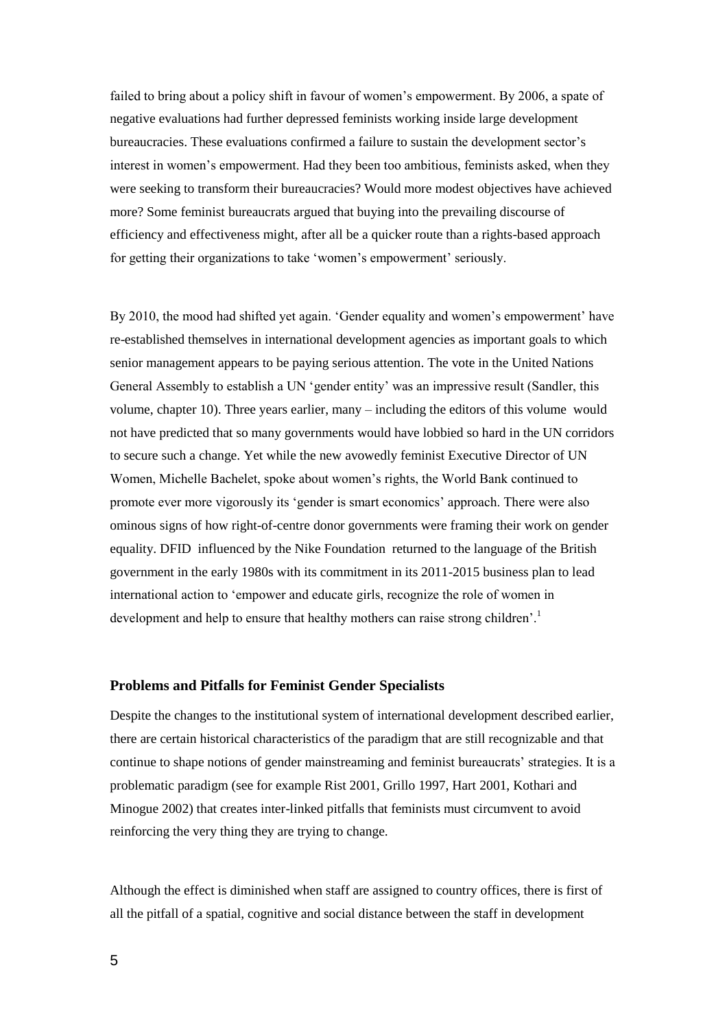failed to bring about a policy shift in favour of women's empowerment. By 2006, a spate of negative evaluations had further depressed feminists working inside large development bureaucracies. These evaluations confirmed a failure to sustain the development sector's interest in women's empowerment. Had they been too ambitious, feminists asked, when they were seeking to transform their bureaucracies? Would more modest objectives have achieved more? Some feminist bureaucrats argued that buying into the prevailing discourse of efficiency and effectiveness might, after all be a quicker route than a rights-based approach for getting their organizations to take 'women's empowerment' seriously.

By 2010, the mood had shifted yet again. 'Gender equality and women's empowerment' have re-established themselves in international development agencies as important goals to which senior management appears to be paying serious attention. The vote in the United Nations General Assembly to establish a UN 'gender entity' was an impressive result (Sandler, this volume, chapter 10). Three years earlier, many – including the editors of this volume would not have predicted that so many governments would have lobbied so hard in the UN corridors to secure such a change. Yet while the new avowedly feminist Executive Director of UN Women, Michelle Bachelet, spoke about women's rights, the World Bank continued to promote ever more vigorously its 'gender is smart economics' approach. There were also ominous signs of how right-of-centre donor governments were framing their work on gender equality. DFID influenced by the Nike Foundation returned to the language of the British government in the early 1980s with its commitment in its 2011-2015 business plan to lead international action to 'empower and educate girls, recognize the role of women in development and help to ensure that healthy mothers can raise strong children'.[1]

## Problems and Pitfalls for Feminist Gender Specialists

Despite the changes to the institutional system of international development described earlier, there are certain historical characteristics of the paradigm that are still recognizable and that continue to shape notions of gender mainstreaming and feminist bureaucrats' strategies. It is a problematic paradigm (see for example Rist 2001, Grillo 1997, Hart 2001, Kothari and Minogue 2002) that creates inter-linked pitfalls that feminists must circumvent to avoid reinforcing the very thing they are trying to change.

Although the effect is diminished when staff are assigned to country offices, there is first of all the pitfall of a spatial, cognitive and social distance between the staff in development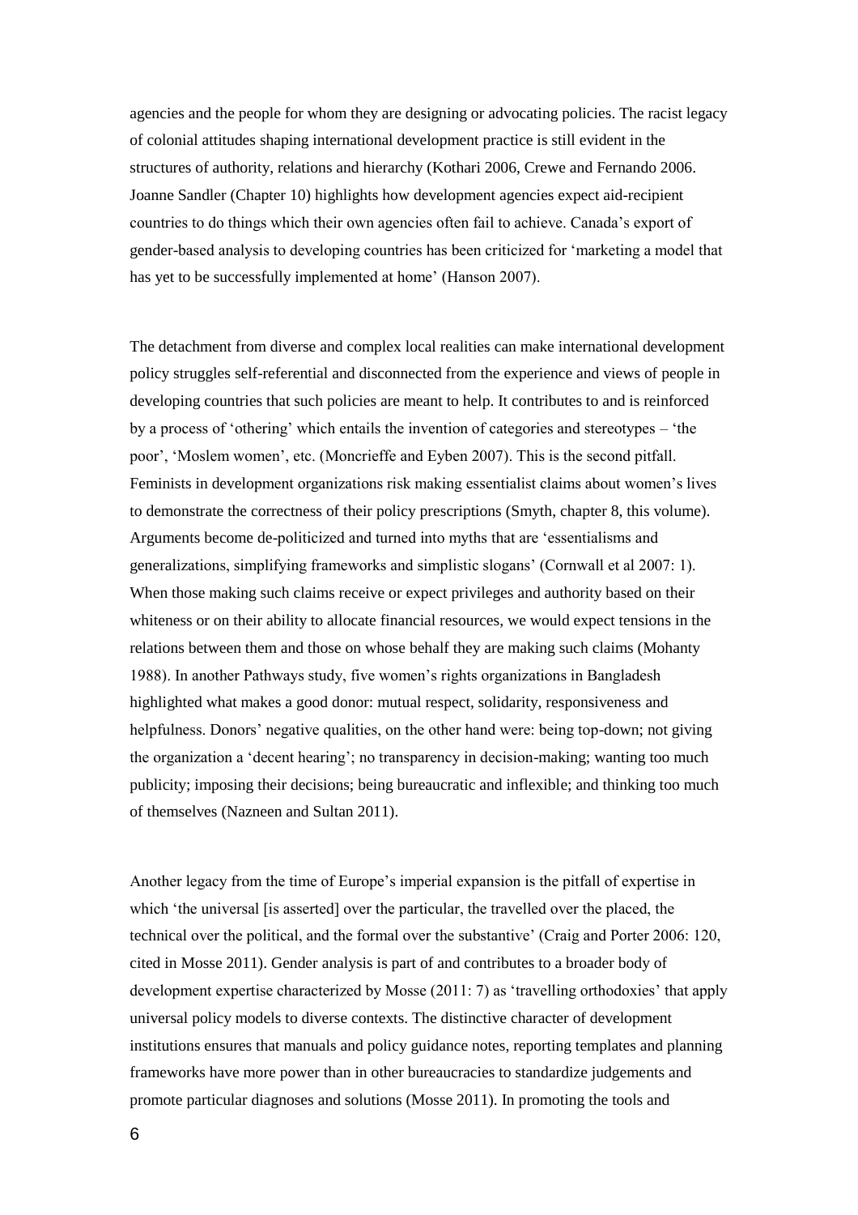agencies and the people for whom they are designing or advocating policies. The racist legacy of colonial attitudes shaping international development practice is still evident in the structures of authority, relations and hierarchy (Kothari 2006, Crewe and Fernando 2006. Joanne Sandler (Chapter 10) highlights how development agencies expect aid-recipient countries to do things which their own agencies often fail to achieve. Canada's export of gender-based analysis to developing countries has been criticized for 'marketing a model that has yet to be successfully implemented at home' (Hanson 2007).

The detachment from diverse and complex local realities can make international development policy struggles self-referential and disconnected from the experience and views of people in developing countries that such policies are meant to help. It contributes to and is reinforced by a process of 'othering' which entails the invention of categories and stereotypes – 'the poor', 'Moslem women', etc. (Moncrieffe and Eyben 2007). This is the second pitfall. Feminists in development organizations risk making essentialist claims about women's lives to demonstrate the correctness of their policy prescriptions (Smyth, chapter 8, this volume). Arguments become de-politicized and turned into myths that are 'essentialisms and generalizations, simplifying frameworks and simplistic slogans' (Cornwall et al 2007: 1). When those making such claims receive or expect privileges and authority based on their whiteness or on their ability to allocate financial resources, we would expect tensions in the relations between them and those on whose behalf they are making such claims (Mohanty 1988). In another Pathways study, five women's rights organizations in Bangladesh highlighted what makes a good donor: mutual respect, solidarity, responsiveness and helpfulness. Donors' negative qualities, on the other hand were: being top-down; not giving the organization a 'decent hearing'; no transparency in decision-making; wanting too much publicity; imposing their decisions; being bureaucratic and inflexible; and thinking too much of themselves (Nazneen and Sultan 2011).

Another legacy from the time of Europe's imperial expansion is the pitfall of expertise in which 'the universal [is asserted] over the particular, the travelled over the placed, the technical over the political, and the formal over the substantive' (Craig and Porter 2006: 120, cited in Mosse 2011). Gender analysis is part of and contributes to a broader body of development expertise characterized by Mosse (2011: 7) as 'travelling orthodoxies' that apply universal policy models to diverse contexts. The distinctive character of development institutions ensures that manuals and policy guidance notes, reporting templates and planning frameworks have more power than in other bureaucracies to standardize judgements and promote particular diagnoses and solutions (Mosse 2011). In promoting the tools and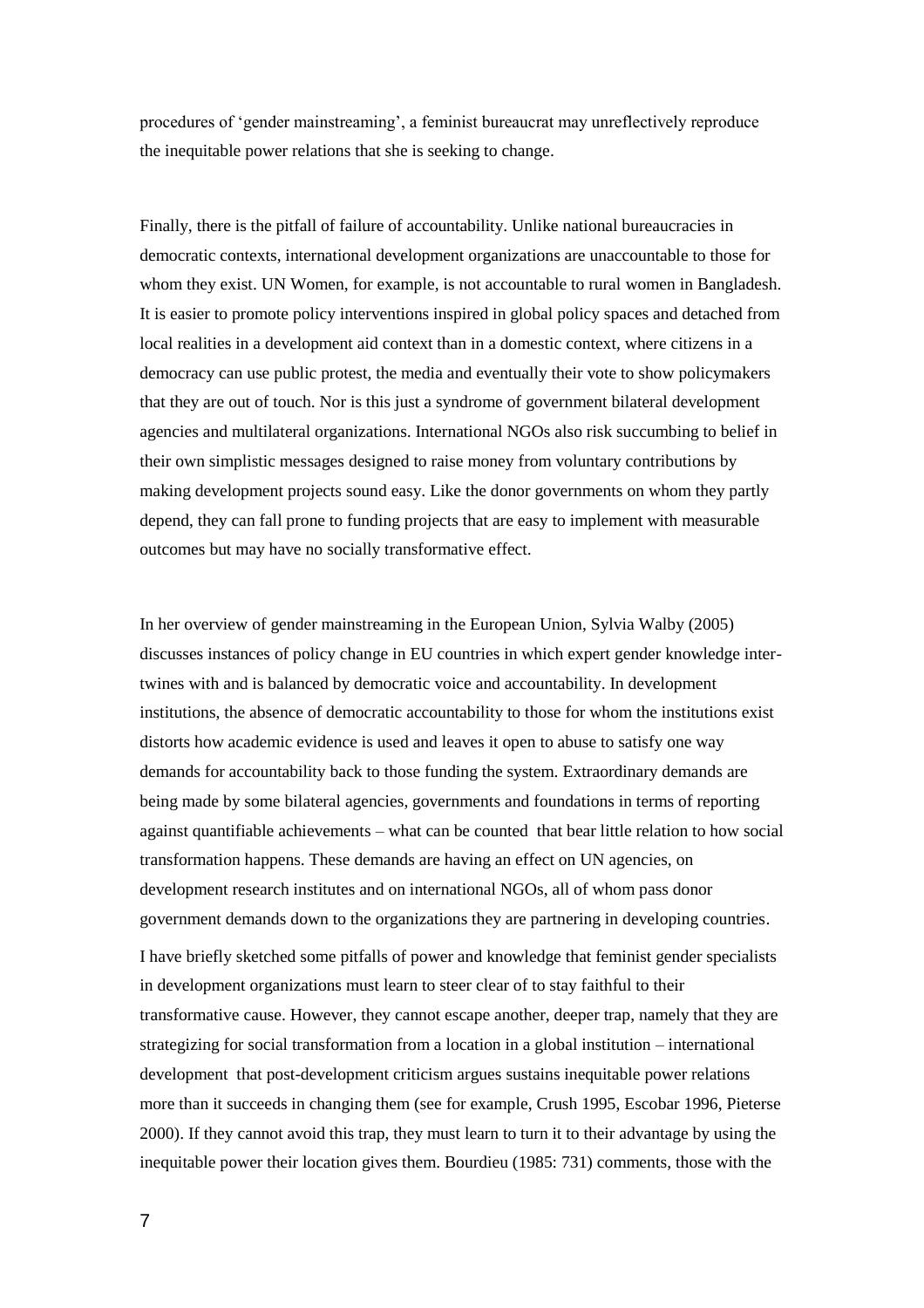procedures of 'gender mainstreaming', a feminist bureaucrat may unreflectively reproduce the inequitable power relations that she is seeking to change.

Finally, there is the pitfall of failure of accountability. Unlike national bureaucracies in democratic contexts, international development organizations are unaccountable to those for whom they exist. UN Women, for example, is not accountable to rural women in Bangladesh. It is easier to promote policy interventions inspired in global policy spaces and detached from local realities in a development aid context than in a domestic context, where citizens in a democracy can use public protest, the media and eventually their vote to show policymakers that they are out of touch. Nor is this just a syndrome of government bilateral development agencies and multilateral organizations. International NGOs also risk succumbing to belief in their own simplistic messages designed to raise money from voluntary contributions by making development projects sound easy. Like the donor governments on whom they partly depend, they can fall prone to funding projects that are easy to implement with measurable outcomes but may have no socially transformative effect.

In her overview of gender mainstreaming in the European Union, Sylvia Walby (2005) discusses instances of policy change in EU countries in which expert gender knowledge inter-twines with and is balanced by democratic voice and accountability. In development institutions, the absence of democratic accountability to those for whom the institutions exist distorts how academic evidence is used and leaves it open to abuse to satisfy one way demands for accountability back to those funding the system. Extraordinary demands are being made by some bilateral agencies, governments and foundations in terms of reporting against quantifiable achievements – what can be counted that bear little relation to how social transformation happens. These demands are having an effect on UN agencies, on development research institutes and on international NGOs, all of whom pass donor government demands down to the organizations they are partnering in developing countries.

I have briefly sketched some pitfalls of power and knowledge that feminist gender specialists in development organizations must learn to steer clear of to stay faithful to their transformative cause. However, they cannot escape another, deeper trap, namely that they are strategizing for social transformation from a location in a global institution – international development that post-development criticism argues sustains inequitable power relations more than it succeeds in changing them (see for example, Crush 1995, Escobar 1996, Pieterse 2000). If they cannot avoid this trap, they must learn to turn it to their advantage by using the inequitable power their location gives them. Bourdieu (1985: 731) comments, those with the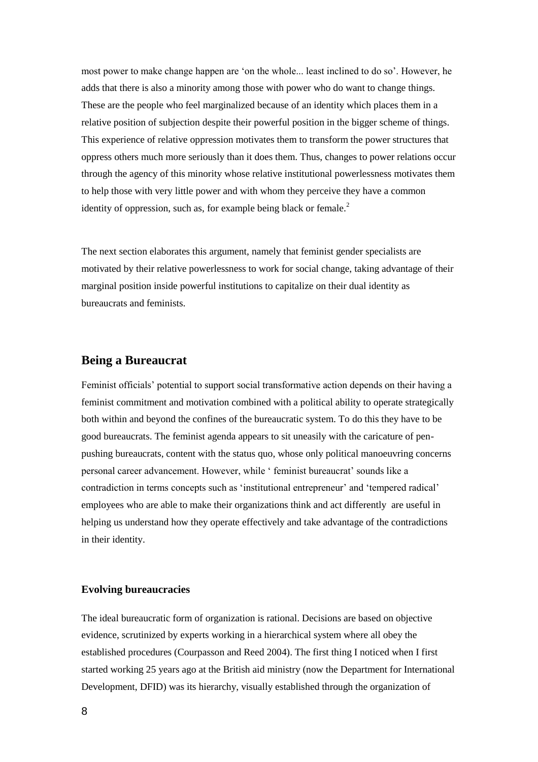most power to make change happen are 'on the whole... least inclined to do so'. However, he adds that there is also a minority among those with power who do want to change things. These are the people who feel marginalized because of an identity which places them in a relative position of subjection despite their powerful position in the bigger scheme of things. This experience of relative oppression motivates them to transform the power structures that oppress others much more seriously than it does them. Thus, changes to power relations occur through the agency of this minority whose relative institutional powerlessness motivates them to help those with very little power and with whom they perceive they have a common identity of oppression, such as, for example being black or female.[2]

The next section elaborates this argument, namely that feminist gender specialists are motivated by their relative powerlessness to work for social change, taking advantage of their marginal position inside powerful institutions to capitalize on their dual identity as bureaucrats and feminists.

## Being a Bureaucrat

Feminist officials' potential to support social transformative action depends on their having a feminist commitment and motivation combined with a political ability to operate strategically both within and beyond the confines of the bureaucratic system. To do this they have to be good bureaucrats. The feminist agenda appears to sit uneasily with the caricature of pen-pushing bureaucrats, content with the status quo, whose only political manoeuvring concerns personal career advancement. However, while ' feminist bureaucrat' sounds like a contradiction in terms concepts such as 'institutional entrepreneur' and 'tempered radical' employees who are able to make their organizations think and act differently are useful in helping us understand how they operate effectively and take advantage of the contradictions in their identity.

### Evolving bureaucracies

The ideal bureaucratic form of organization is rational. Decisions are based on objective evidence, scrutinized by experts working in a hierarchical system where all obey the established procedures (Courpasson and Reed 2004). The first thing I noticed when I first started working 25 years ago at the British aid ministry (now the Department for International Development, DFID) was its hierarchy, visually established through the organization of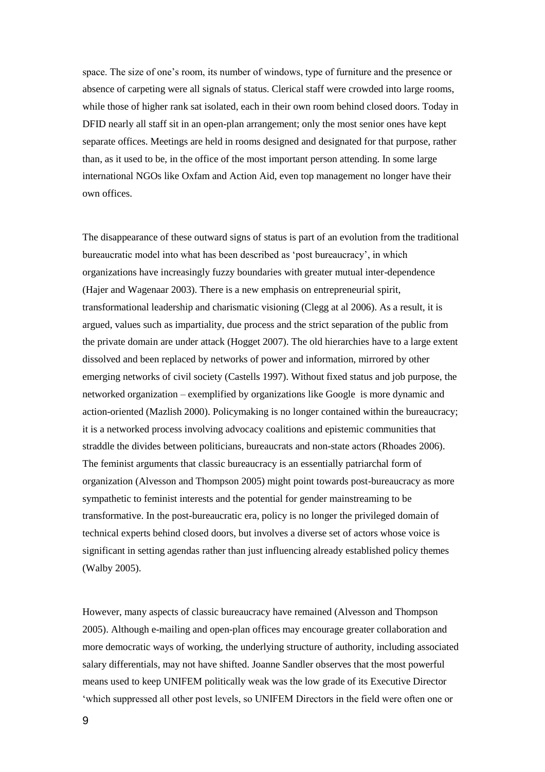space. The size of one's room, its number of windows, type of furniture and the presence or absence of carpeting were all signals of status. Clerical staff were crowded into large rooms, while those of higher rank sat isolated, each in their own room behind closed doors. Today in DFID nearly all staff sit in an open-plan arrangement; only the most senior ones have kept separate offices. Meetings are held in rooms designed and designated for that purpose, rather than, as it used to be, in the office of the most important person attending. In some large international NGOs like Oxfam and Action Aid, even top management no longer have their own offices.

The disappearance of these outward signs of status is part of an evolution from the traditional bureaucratic model into what has been described as 'post bureaucracy', in which organizations have increasingly fuzzy boundaries with greater mutual inter-dependence (Hajer and Wagenaar 2003). There is a new emphasis on entrepreneurial spirit, transformational leadership and charismatic visioning (Clegg at al 2006). As a result, it is argued, values such as impartiality, due process and the strict separation of the public from the private domain are under attack (Hogget 2007). The old hierarchies have to a large extent dissolved and been replaced by networks of power and information, mirrored by other emerging networks of civil society (Castells 1997). Without fixed status and job purpose, the networked organization – exemplified by organizations like Google  is more dynamic and action-oriented (Mazlish 2000). Policymaking is no longer contained within the bureaucracy; it is a networked process involving advocacy coalitions and epistemic communities that straddle the divides between politicians, bureaucrats and non-state actors (Rhoades 2006). The feminist arguments that classic bureaucracy is an essentially patriarchal form of organization (Alvesson and Thompson 2005) might point towards post-bureaucracy as more sympathetic to feminist interests and the potential for gender mainstreaming to be transformative. In the post-bureaucratic era, policy is no longer the privileged domain of technical experts behind closed doors, but involves a diverse set of actors whose voice is significant in setting agendas rather than just influencing already established policy themes (Walby 2005).

However, many aspects of classic bureaucracy have remained (Alvesson and Thompson 2005). Although e-mailing and open-plan offices may encourage greater collaboration and more democratic ways of working, the underlying structure of authority, including associated salary differentials, may not have shifted. Joanne Sandler observes that the most powerful means used to keep UNIFEM politically weak was the low grade of its Executive Director 'which suppressed all other post levels, so UNIFEM Directors in the field were often one or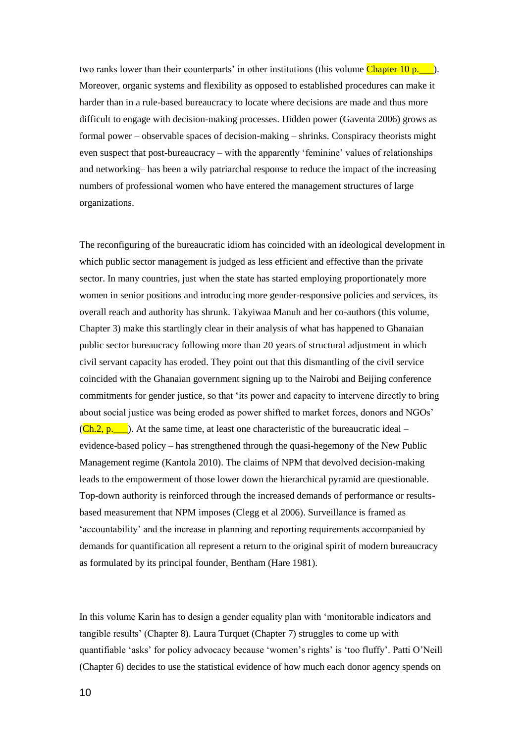two ranks lower than their counterparts' in other institutions (this volume Chapter 10 p.___). Moreover, organic systems and flexibility as opposed to established procedures can make it harder than in a rule-based bureaucracy to locate where decisions are made and thus more difficult to engage with decision-making processes. Hidden power (Gaventa 2006) grows as formal power – observable spaces of decision-making – shrinks. Conspiracy theorists might even suspect that post-bureaucracy – with the apparently 'feminine' values of relationships and networking– has been a wily patriarchal response to reduce the impact of the increasing numbers of professional women who have entered the management structures of large organizations.

The reconfiguring of the bureaucratic idiom has coincided with an ideological development in which public sector management is judged as less efficient and effective than the private sector. In many countries, just when the state has started employing proportionately more women in senior positions and introducing more gender-responsive policies and services, its overall reach and authority has shrunk. Takyiwaa Manuh and her co-authors (this volume, Chapter 3) make this startlingly clear in their analysis of what has happened to Ghanaian public sector bureaucracy following more than 20 years of structural adjustment in which civil servant capacity has eroded. They point out that this dismantling of the civil service coincided with the Ghanaian government signing up to the Nairobi and Beijing conference commitments for gender justice, so that 'its power and capacity to intervene directly to bring about social justice was being eroded as power shifted to market forces, donors and NGOs' (Ch.2, p.___). At the same time, at least one characteristic of the bureaucratic ideal – evidence-based policy – has strengthened through the quasi-hegemony of the New Public Management regime (Kantola 2010). The claims of NPM that devolved decision-making leads to the empowerment of those lower down the hierarchical pyramid are questionable. Top-down authority is reinforced through the increased demands of performance or results-based measurement that NPM imposes (Clegg et al 2006). Surveillance is framed as 'accountability' and the increase in planning and reporting requirements accompanied by demands for quantification all represent a return to the original spirit of modern bureaucracy as formulated by its principal founder, Bentham (Hare 1981).

In this volume Karin has to design a gender equality plan with 'monitorable indicators and tangible results' (Chapter 8). Laura Turquet (Chapter 7) struggles to come up with quantifiable 'asks' for policy advocacy because 'women's rights' is 'too fluffy'. Patti O'Neill (Chapter 6) decides to use the statistical evidence of how much each donor agency spends on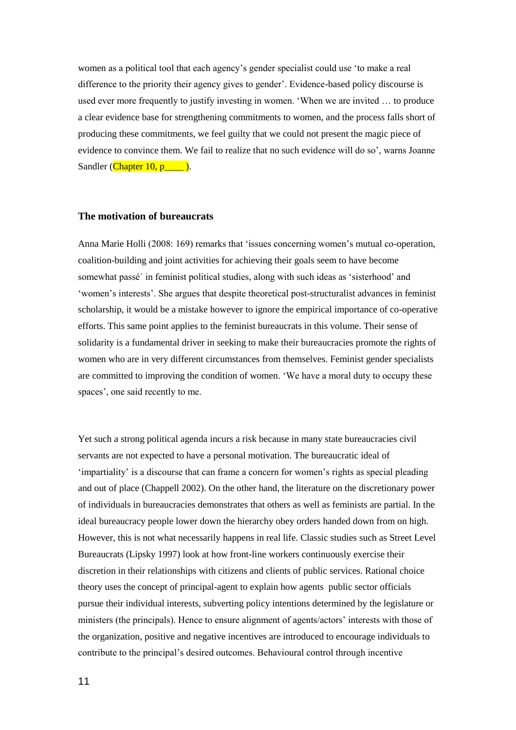women as a political tool that each agency's gender specialist could use 'to make a real difference to the priority their agency gives to gender'. Evidence-based policy discourse is used ever more frequently to justify investing in women. 'When we are invited … to produce a clear evidence base for strengthening commitments to women, and the process falls short of producing these commitments, we feel guilty that we could not present the magic piece of evidence to convince them. We fail to realize that no such evidence will do so', warns Joanne Sandler (Chapter 10, p____ ).

### The motivation of bureaucrats

Anna Marie Holli (2008: 169) remarks that 'issues concerning women's mutual co-operation, coalition-building and joint activities for achieving their goals seem to have become somewhat passé´ in feminist political studies, along with such ideas as 'sisterhood' and 'women's interests'. She argues that despite theoretical post-structuralist advances in feminist scholarship, it would be a mistake however to ignore the empirical importance of co-operative efforts. This same point applies to the feminist bureaucrats in this volume. Their sense of solidarity is a fundamental driver in seeking to make their bureaucracies promote the rights of women who are in very different circumstances from themselves. Feminist gender specialists are committed to improving the condition of women. 'We have a moral duty to occupy these spaces', one said recently to me.

Yet such a strong political agenda incurs a risk because in many state bureaucracies civil servants are not expected to have a personal motivation. The bureaucratic ideal of 'impartiality' is a discourse that can frame a concern for women's rights as special pleading and out of place (Chappell 2002). On the other hand, the literature on the discretionary power of individuals in bureaucracies demonstrates that others as well as feminists are partial. In the ideal bureaucracy people lower down the hierarchy obey orders handed down from on high. However, this is not what necessarily happens in real life. Classic studies such as Street Level Bureaucrats (Lipsky 1997) look at how front-line workers continuously exercise their discretion in their relationships with citizens and clients of public services. Rational choice theory uses the concept of principal-agent to explain how agents  public sector officials pursue their individual interests, subverting policy intentions determined by the legislature or ministers (the principals). Hence to ensure alignment of agents/actors' interests with those of the organization, positive and negative incentives are introduced to encourage individuals to contribute to the principal's desired outcomes. Behavioural control through incentive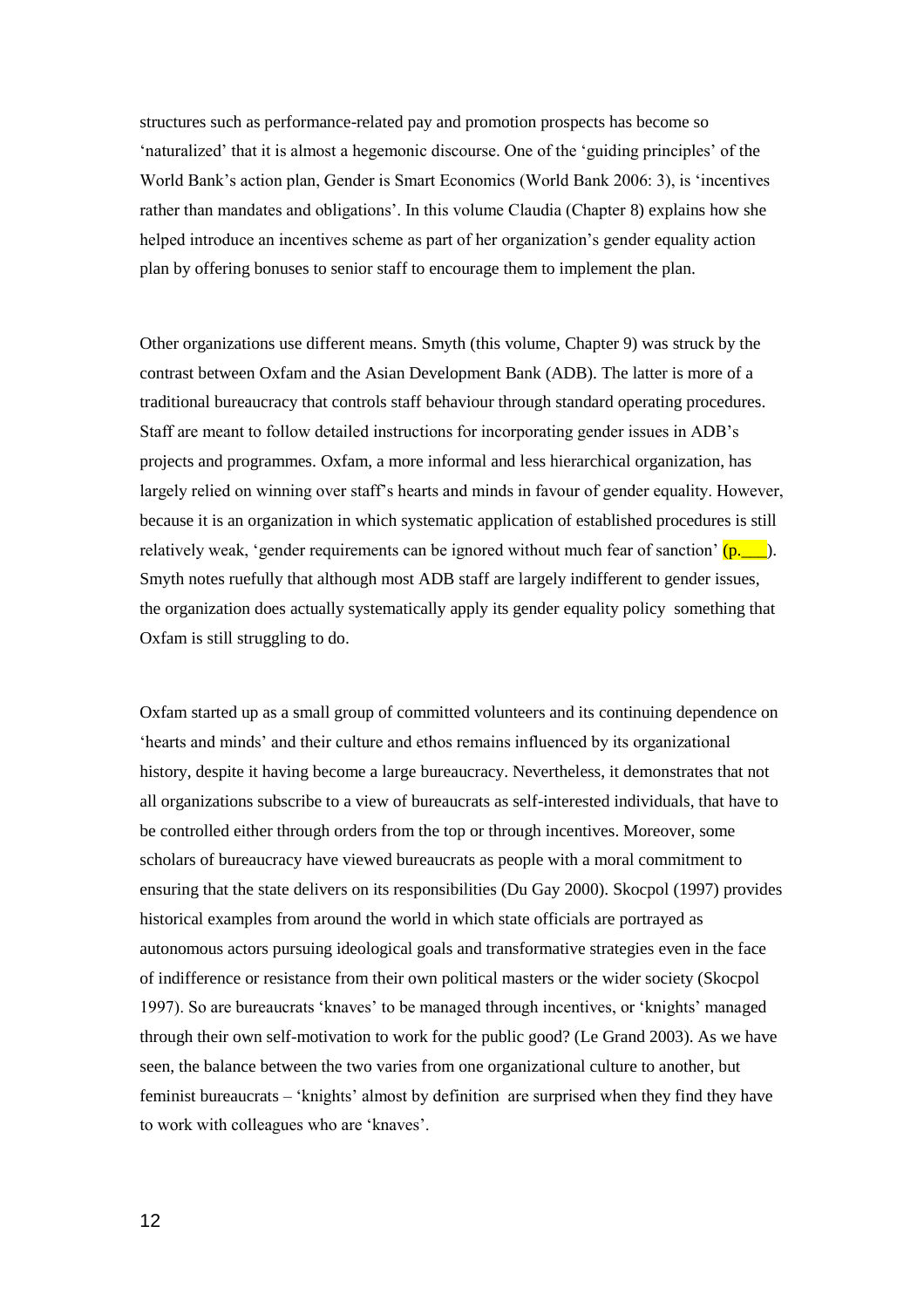structures such as performance-related pay and promotion prospects has become so 'naturalized' that it is almost a hegemonic discourse. One of the 'guiding principles' of the World Bank's action plan, Gender is Smart Economics (World Bank 2006: 3), is 'incentives rather than mandates and obligations'. In this volume Claudia (Chapter 8) explains how she helped introduce an incentives scheme as part of her organization's gender equality action plan by offering bonuses to senior staff to encourage them to implement the plan.

Other organizations use different means. Smyth (this volume, Chapter 9) was struck by the contrast between Oxfam and the Asian Development Bank (ADB). The latter is more of a traditional bureaucracy that controls staff behaviour through standard operating procedures. Staff are meant to follow detailed instructions for incorporating gender issues in ADB's projects and programmes. Oxfam, a more informal and less hierarchical organization, has largely relied on winning over staff's hearts and minds in favour of gender equality. However, because it is an organization in which systematic application of established procedures is still relatively weak, 'gender requirements can be ignored without much fear of sanction' (p.___). Smyth notes ruefully that although most ADB staff are largely indifferent to gender issues, the organization does actually systematically apply its gender equality policy something that Oxfam is still struggling to do.

Oxfam started up as a small group of committed volunteers and its continuing dependence on 'hearts and minds' and their culture and ethos remains influenced by its organizational history, despite it having become a large bureaucracy. Nevertheless, it demonstrates that not all organizations subscribe to a view of bureaucrats as self-interested individuals, that have to be controlled either through orders from the top or through incentives. Moreover, some scholars of bureaucracy have viewed bureaucrats as people with a moral commitment to ensuring that the state delivers on its responsibilities (Du Gay 2000). Skocpol (1997) provides historical examples from around the world in which state officials are portrayed as autonomous actors pursuing ideological goals and transformative strategies even in the face of indifference or resistance from their own political masters or the wider society (Skocpol 1997). So are bureaucrats 'knaves' to be managed through incentives, or 'knights' managed through their own self-motivation to work for the public good? (Le Grand 2003). As we have seen, the balance between the two varies from one organizational culture to another, but feminist bureaucrats – 'knights' almost by definition are surprised when they find they have to work with colleagues who are 'knaves'.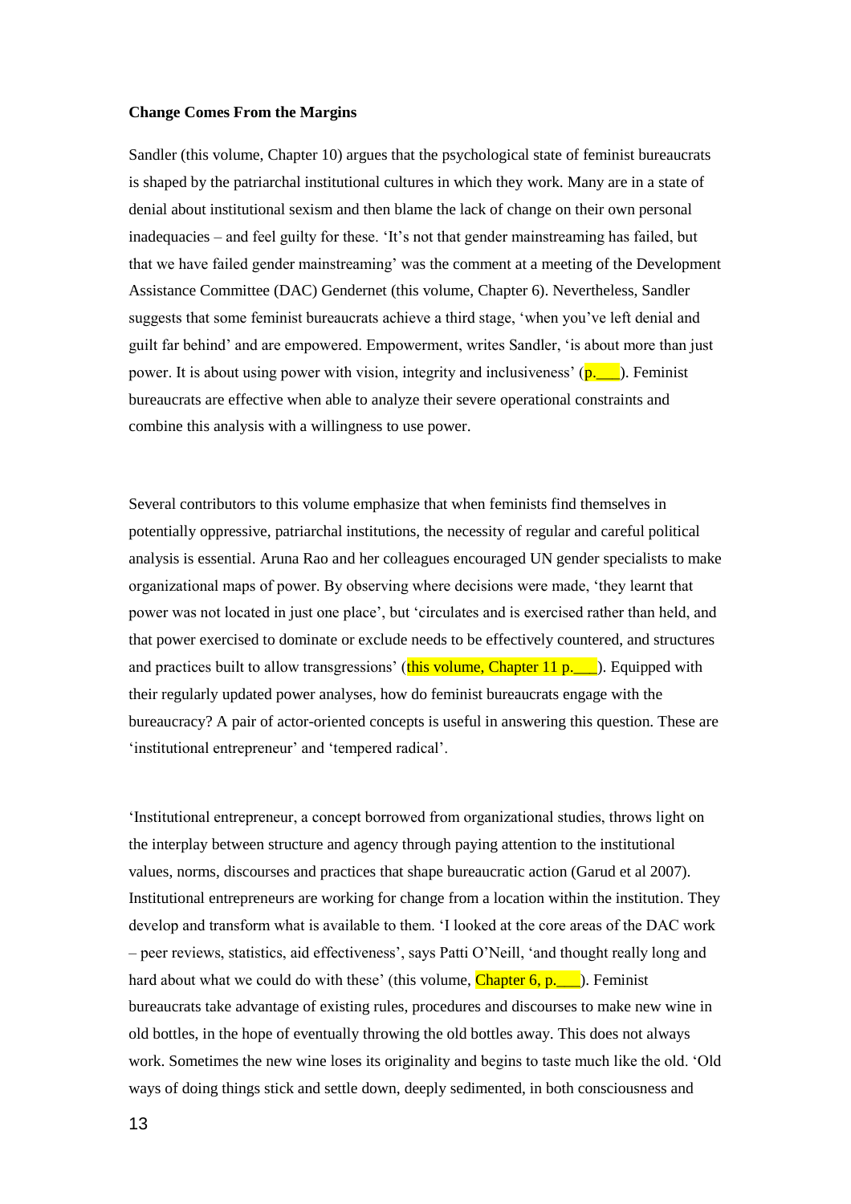**Change Comes From the Margins**

Sandler (this volume, Chapter 10) argues that the psychological state of feminist bureaucrats is shaped by the patriarchal institutional cultures in which they work. Many are in a state of denial about institutional sexism and then blame the lack of change on their own personal inadequacies – and feel guilty for these. 'It's not that gender mainstreaming has failed, but that we have failed gender mainstreaming' was the comment at a meeting of the Development Assistance Committee (DAC) Gendernet (this volume, Chapter 6). Nevertheless, Sandler suggests that some feminist bureaucrats achieve a third stage, 'when you've left denial and guilt far behind' and are empowered. Empowerment, writes Sandler, 'is about more than just power. It is about using power with vision, integrity and inclusiveness' (p.___). Feminist bureaucrats are effective when able to analyze their severe operational constraints and combine this analysis with a willingness to use power.

Several contributors to this volume emphasize that when feminists find themselves in potentially oppressive, patriarchal institutions, the necessity of regular and careful political analysis is essential. Aruna Rao and her colleagues encouraged UN gender specialists to make organizational maps of power. By observing where decisions were made, 'they learnt that power was not located in just one place', but 'circulates and is exercised rather than held, and that power exercised to dominate or exclude needs to be effectively countered, and structures and practices built to allow transgressions' (this volume, Chapter 11 p.___). Equipped with their regularly updated power analyses, how do feminist bureaucrats engage with the bureaucracy? A pair of actor-oriented concepts is useful in answering this question. These are 'institutional entrepreneur' and 'tempered radical'.

'Institutional entrepreneur, a concept borrowed from organizational studies, throws light on the interplay between structure and agency through paying attention to the institutional values, norms, discourses and practices that shape bureaucratic action (Garud et al 2007). Institutional entrepreneurs are working for change from a location within the institution. They develop and transform what is available to them. 'I looked at the core areas of the DAC work – peer reviews, statistics, aid effectiveness', says Patti O'Neill, 'and thought really long and hard about what we could do with these' (this volume, Chapter 6, p.___). Feminist bureaucrats take advantage of existing rules, procedures and discourses to make new wine in old bottles, in the hope of eventually throwing the old bottles away. This does not always work. Sometimes the new wine loses its originality and begins to taste much like the old. 'Old ways of doing things stick and settle down, deeply sedimented, in both consciousness and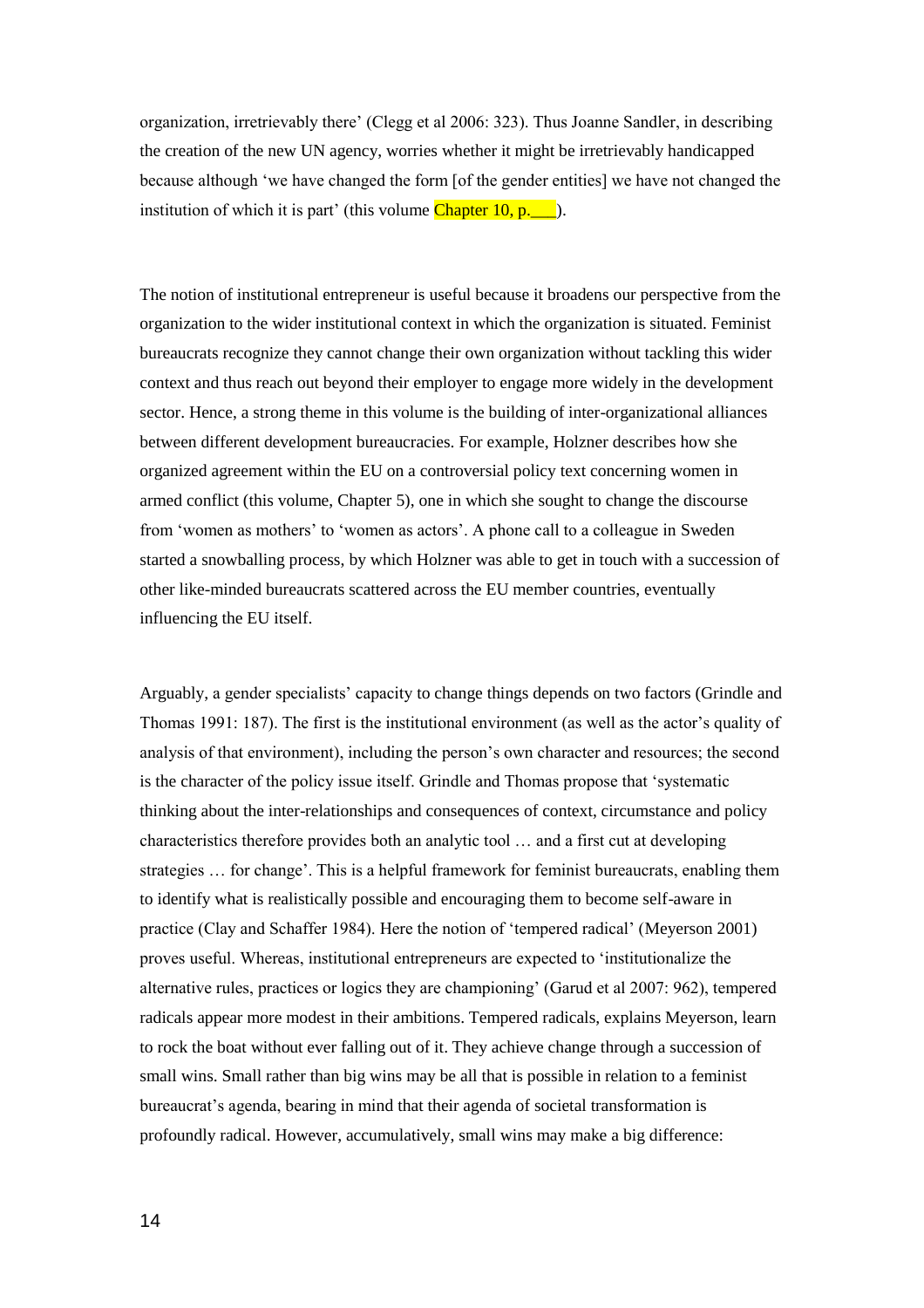organization, irretrievably there' (Clegg et al 2006: 323). Thus Joanne Sandler, in describing the creation of the new UN agency, worries whether it might be irretrievably handicapped because although 'we have changed the form [of the gender entities] we have not changed the institution of which it is part' (this volume Chapter 10, p.___).

The notion of institutional entrepreneur is useful because it broadens our perspective from the organization to the wider institutional context in which the organization is situated. Feminist bureaucrats recognize they cannot change their own organization without tackling this wider context and thus reach out beyond their employer to engage more widely in the development sector. Hence, a strong theme in this volume is the building of inter-organizational alliances between different development bureaucracies. For example, Holzner describes how she organized agreement within the EU on a controversial policy text concerning women in armed conflict (this volume, Chapter 5), one in which she sought to change the discourse from 'women as mothers' to 'women as actors'. A phone call to a colleague in Sweden started a snowballing process, by which Holzner was able to get in touch with a succession of other like-minded bureaucrats scattered across the EU member countries, eventually influencing the EU itself.

Arguably, a gender specialists' capacity to change things depends on two factors (Grindle and Thomas 1991: 187). The first is the institutional environment (as well as the actor's quality of analysis of that environment), including the person's own character and resources; the second is the character of the policy issue itself. Grindle and Thomas propose that 'systematic thinking about the inter-relationships and consequences of context, circumstance and policy characteristics therefore provides both an analytic tool … and a first cut at developing strategies … for change'. This is a helpful framework for feminist bureaucrats, enabling them to identify what is realistically possible and encouraging them to become self-aware in practice (Clay and Schaffer 1984). Here the notion of 'tempered radical' (Meyerson 2001) proves useful. Whereas, institutional entrepreneurs are expected to 'institutionalize the alternative rules, practices or logics they are championing' (Garud et al 2007: 962), tempered radicals appear more modest in their ambitions. Tempered radicals, explains Meyerson, learn to rock the boat without ever falling out of it. They achieve change through a succession of small wins. Small rather than big wins may be all that is possible in relation to a feminist bureaucrat's agenda, bearing in mind that their agenda of societal transformation is profoundly radical. However, accumulatively, small wins may make a big difference: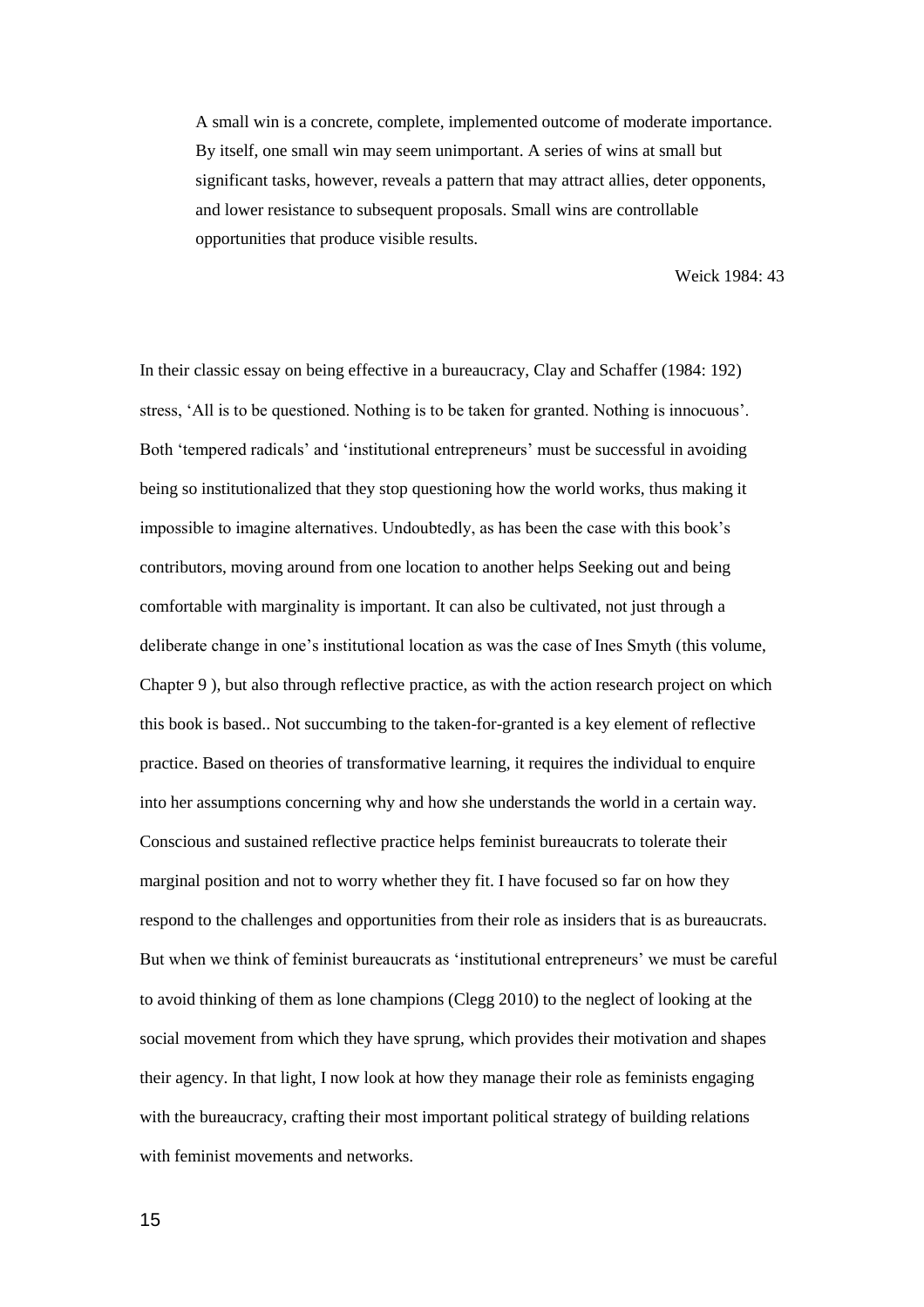> A small win is a concrete, complete, implemented outcome of moderate importance. By itself, one small win may seem unimportant. A series of wins at small but significant tasks, however, reveals a pattern that may attract allies, deter opponents, and lower resistance to subsequent proposals. Small wins are controllable opportunities that produce visible results.
>
> Weick 1984: 43

In their classic essay on being effective in a bureaucracy, Clay and Schaffer (1984: 192) stress, 'All is to be questioned. Nothing is to be taken for granted. Nothing is innocuous'. Both 'tempered radicals' and 'institutional entrepreneurs' must be successful in avoiding being so institutionalized that they stop questioning how the world works, thus making it impossible to imagine alternatives. Undoubtedly, as has been the case with this book's contributors, moving around from one location to another helps Seeking out and being comfortable with marginality is important. It can also be cultivated, not just through a deliberate change in one's institutional location as was the case of Ines Smyth (this volume, Chapter 9 ), but also through reflective practice, as with the action research project on which this book is based.. Not succumbing to the taken-for-granted is a key element of reflective practice. Based on theories of transformative learning, it requires the individual to enquire into her assumptions concerning why and how she understands the world in a certain way. Conscious and sustained reflective practice helps feminist bureaucrats to tolerate their marginal position and not to worry whether they fit. I have focused so far on how they respond to the challenges and opportunities from their role as insiders that is as bureaucrats. But when we think of feminist bureaucrats as 'institutional entrepreneurs' we must be careful to avoid thinking of them as lone champions (Clegg 2010) to the neglect of looking at the social movement from which they have sprung, which provides their motivation and shapes their agency. In that light, I now look at how they manage their role as feminists engaging with the bureaucracy, crafting their most important political strategy of building relations with feminist movements and networks.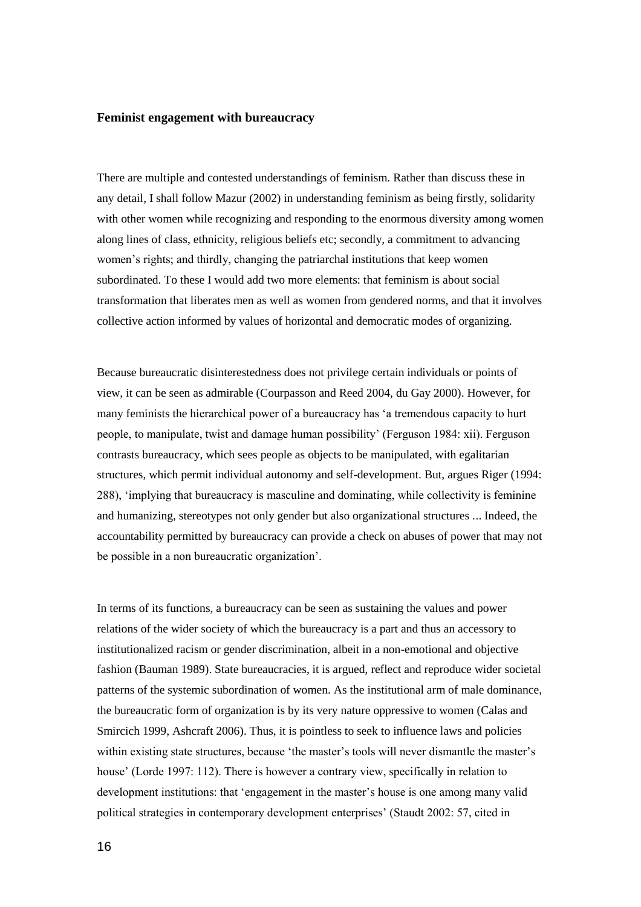### Feminist engagement with bureaucracy

There are multiple and contested understandings of feminism. Rather than discuss these in any detail, I shall follow Mazur (2002) in understanding feminism as being firstly, solidarity with other women while recognizing and responding to the enormous diversity among women along lines of class, ethnicity, religious beliefs etc; secondly, a commitment to advancing women's rights; and thirdly, changing the patriarchal institutions that keep women subordinated. To these I would add two more elements: that feminism is about social transformation that liberates men as well as women from gendered norms, and that it involves collective action informed by values of horizontal and democratic modes of organizing.

Because bureaucratic disinterestedness does not privilege certain individuals or points of view, it can be seen as admirable (Courpasson and Reed 2004, du Gay 2000). However, for many feminists the hierarchical power of a bureaucracy has 'a tremendous capacity to hurt people, to manipulate, twist and damage human possibility' (Ferguson 1984: xii). Ferguson contrasts bureaucracy, which sees people as objects to be manipulated, with egalitarian structures, which permit individual autonomy and self-development. But, argues Riger (1994: 288), 'implying that bureaucracy is masculine and dominating, while collectivity is feminine and humanizing, stereotypes not only gender but also organizational structures ... Indeed, the accountability permitted by bureaucracy can provide a check on abuses of power that may not be possible in a non bureaucratic organization'.

In terms of its functions, a bureaucracy can be seen as sustaining the values and power relations of the wider society of which the bureaucracy is a part and thus an accessory to institutionalized racism or gender discrimination, albeit in a non-emotional and objective fashion (Bauman 1989). State bureaucracies, it is argued, reflect and reproduce wider societal patterns of the systemic subordination of women. As the institutional arm of male dominance, the bureaucratic form of organization is by its very nature oppressive to women (Calas and Smircich 1999, Ashcraft 2006). Thus, it is pointless to seek to influence laws and policies within existing state structures, because 'the master's tools will never dismantle the master's house' (Lorde 1997: 112). There is however a contrary view, specifically in relation to development institutions: that 'engagement in the master's house is one among many valid political strategies in contemporary development enterprises' (Staudt 2002: 57, cited in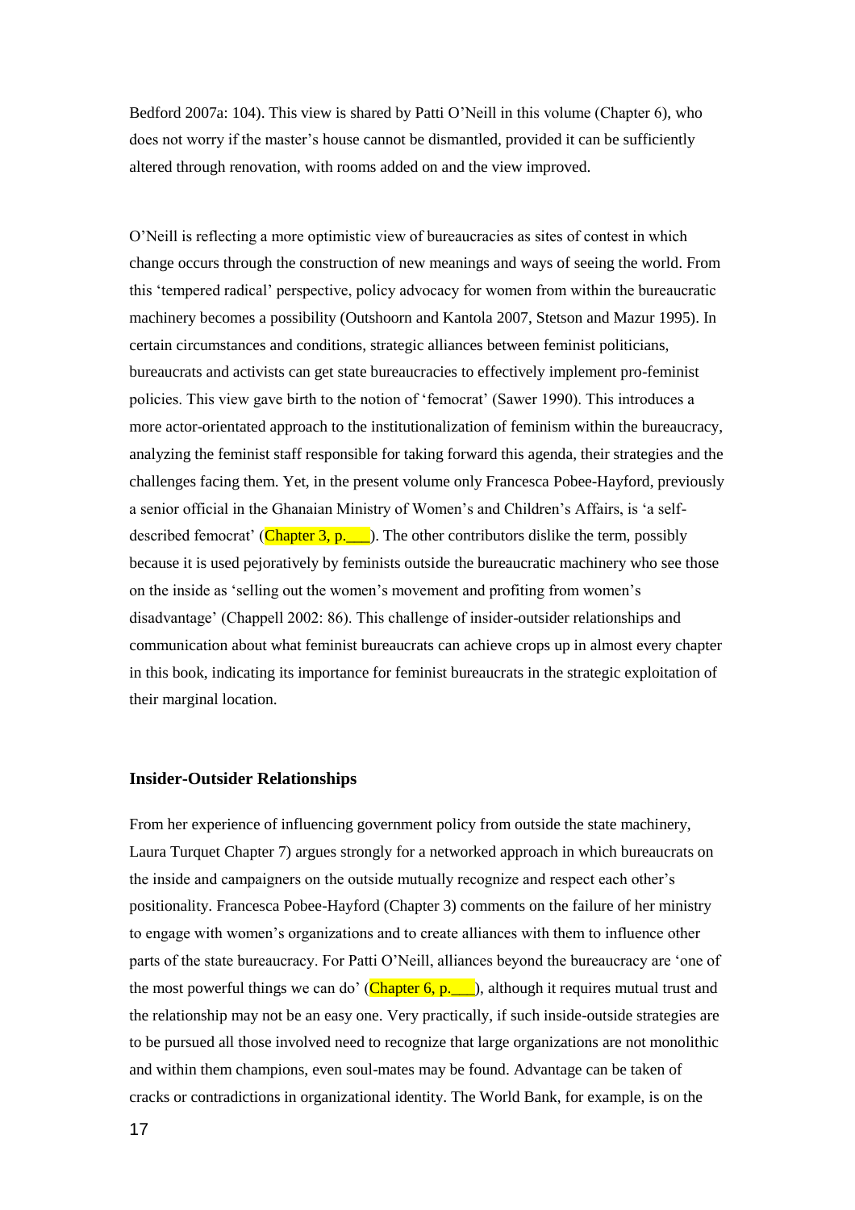Bedford 2007a: 104). This view is shared by Patti O'Neill in this volume (Chapter 6), who does not worry if the master's house cannot be dismantled, provided it can be sufficiently altered through renovation, with rooms added on and the view improved.

O'Neill is reflecting a more optimistic view of bureaucracies as sites of contest in which change occurs through the construction of new meanings and ways of seeing the world. From this 'tempered radical' perspective, policy advocacy for women from within the bureaucratic machinery becomes a possibility (Outshoorn and Kantola 2007, Stetson and Mazur 1995). In certain circumstances and conditions, strategic alliances between feminist politicians, bureaucrats and activists can get state bureaucracies to effectively implement pro-feminist policies. This view gave birth to the notion of 'femocrat' (Sawer 1990). This introduces a more actor-orientated approach to the institutionalization of feminism within the bureaucracy, analyzing the feminist staff responsible for taking forward this agenda, their strategies and the challenges facing them. Yet, in the present volume only Francesca Pobee-Hayford, previously a senior official in the Ghanaian Ministry of Women's and Children's Affairs, is 'a self-described femocrat' (Chapter 3, p.___). The other contributors dislike the term, possibly because it is used pejoratively by feminists outside the bureaucratic machinery who see those on the inside as 'selling out the women's movement and profiting from women's disadvantage' (Chappell 2002: 86). This challenge of insider-outsider relationships and communication about what feminist bureaucrats can achieve crops up in almost every chapter in this book, indicating its importance for feminist bureaucrats in the strategic exploitation of their marginal location.

## Insider-Outsider Relationships

From her experience of influencing government policy from outside the state machinery, Laura Turquet Chapter 7) argues strongly for a networked approach in which bureaucrats on the inside and campaigners on the outside mutually recognize and respect each other's positionality. Francesca Pobee-Hayford (Chapter 3) comments on the failure of her ministry to engage with women's organizations and to create alliances with them to influence other parts of the state bureaucracy. For Patti O'Neill, alliances beyond the bureaucracy are 'one of the most powerful things we can do' (Chapter 6, p.___), although it requires mutual trust and the relationship may not be an easy one. Very practically, if such inside-outside strategies are to be pursued all those involved need to recognize that large organizations are not monolithic and within them champions, even soul-mates may be found. Advantage can be taken of cracks or contradictions in organizational identity. The World Bank, for example, is on the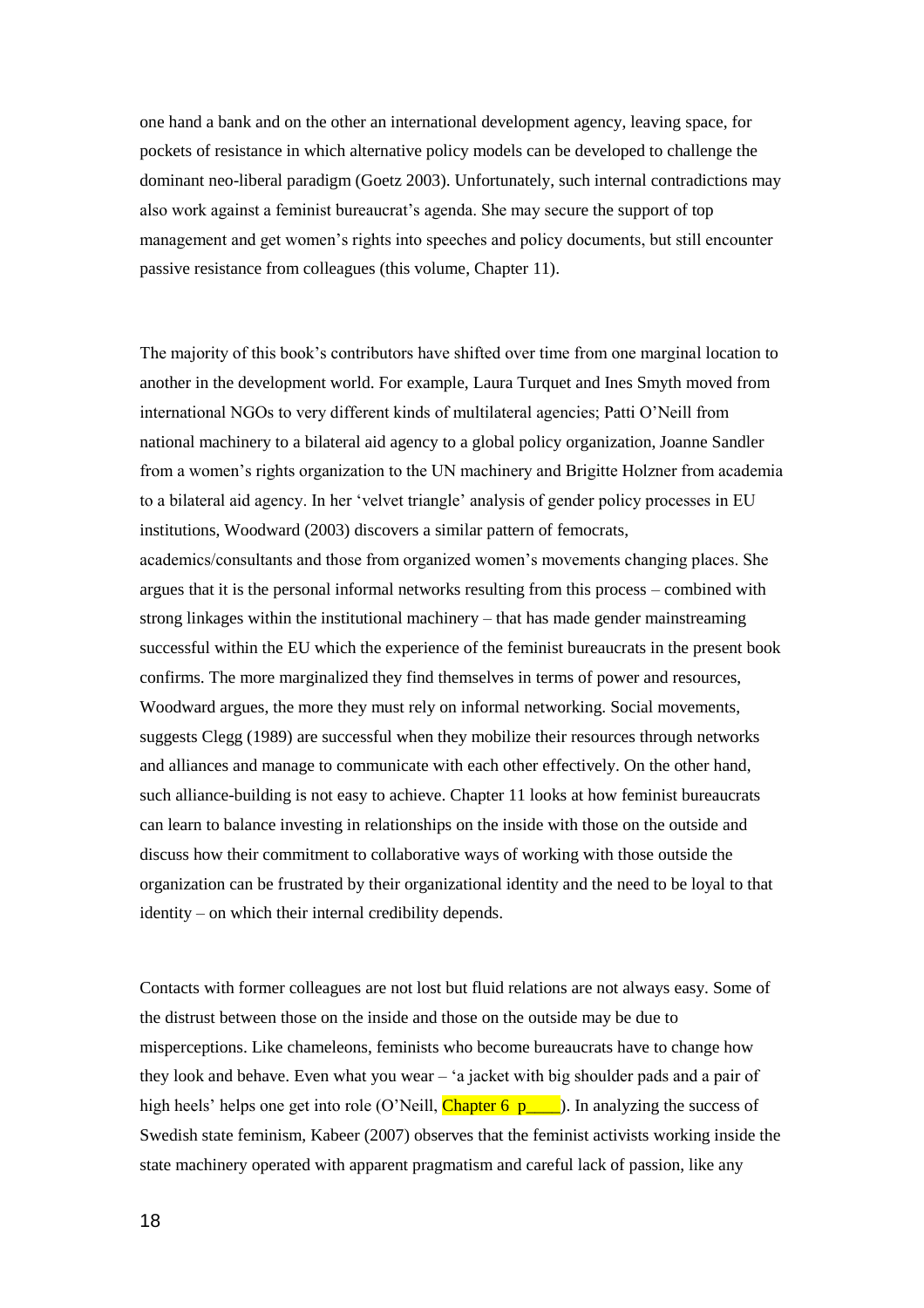one hand a bank and on the other an international development agency, leaving space, for pockets of resistance in which alternative policy models can be developed to challenge the dominant neo-liberal paradigm (Goetz 2003). Unfortunately, such internal contradictions may also work against a feminist bureaucrat's agenda. She may secure the support of top management and get women's rights into speeches and policy documents, but still encounter passive resistance from colleagues (this volume, Chapter 11).

The majority of this book's contributors have shifted over time from one marginal location to another in the development world. For example, Laura Turquet and Ines Smyth moved from international NGOs to very different kinds of multilateral agencies; Patti O'Neill from national machinery to a bilateral aid agency to a global policy organization, Joanne Sandler from a women's rights organization to the UN machinery and Brigitte Holzner from academia to a bilateral aid agency. In her 'velvet triangle' analysis of gender policy processes in EU institutions, Woodward (2003) discovers a similar pattern of femocrats, academics/consultants and those from organized women's movements changing places. She argues that it is the personal informal networks resulting from this process – combined with strong linkages within the institutional machinery – that has made gender mainstreaming successful within the EU which the experience of the feminist bureaucrats in the present book confirms. The more marginalized they find themselves in terms of power and resources, Woodward argues, the more they must rely on informal networking. Social movements, suggests Clegg (1989) are successful when they mobilize their resources through networks and alliances and manage to communicate with each other effectively. On the other hand, such alliance-building is not easy to achieve. Chapter 11 looks at how feminist bureaucrats can learn to balance investing in relationships on the inside with those on the outside and discuss how their commitment to collaborative ways of working with those outside the organization can be frustrated by their organizational identity and the need to be loyal to that identity – on which their internal credibility depends.

Contacts with former colleagues are not lost but fluid relations are not always easy. Some of the distrust between those on the inside and those on the outside may be due to misperceptions. Like chameleons, feminists who become bureaucrats have to change how they look and behave. Even what you wear – 'a jacket with big shoulder pads and a pair of high heels' helps one get into role (O'Neill, Chapter 6 p____). In analyzing the success of Swedish state feminism, Kabeer (2007) observes that the feminist activists working inside the state machinery operated with apparent pragmatism and careful lack of passion, like any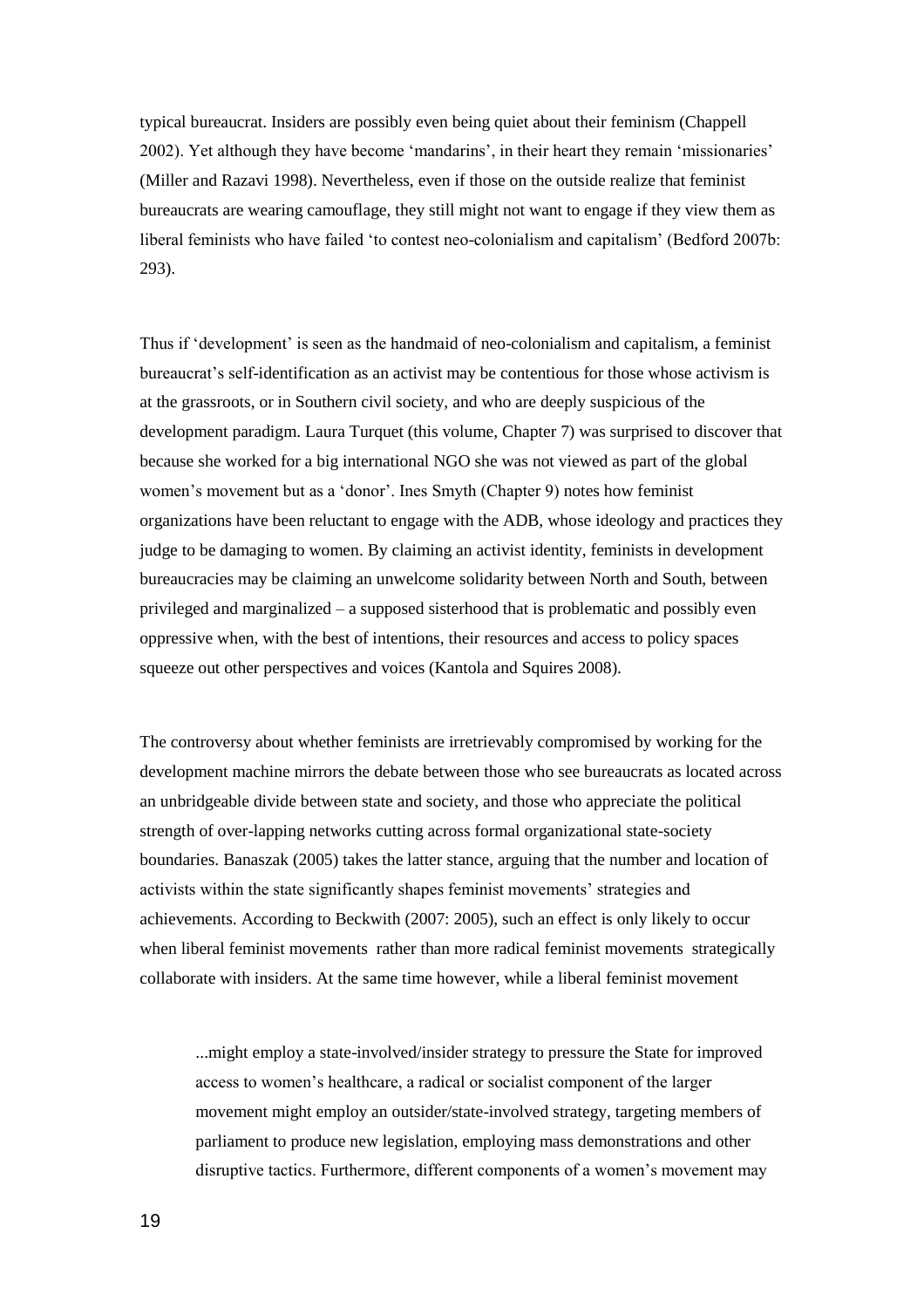typical bureaucrat. Insiders are possibly even being quiet about their feminism (Chappell 2002). Yet although they have become 'mandarins', in their heart they remain 'missionaries' (Miller and Razavi 1998). Nevertheless, even if those on the outside realize that feminist bureaucrats are wearing camouflage, they still might not want to engage if they view them as liberal feminists who have failed 'to contest neo-colonialism and capitalism' (Bedford 2007b: 293).

Thus if 'development' is seen as the handmaid of neo-colonialism and capitalism, a feminist bureaucrat's self-identification as an activist may be contentious for those whose activism is at the grassroots, or in Southern civil society, and who are deeply suspicious of the development paradigm. Laura Turquet (this volume, Chapter 7) was surprised to discover that because she worked for a big international NGO she was not viewed as part of the global women's movement but as a 'donor'. Ines Smyth (Chapter 9) notes how feminist organizations have been reluctant to engage with the ADB, whose ideology and practices they judge to be damaging to women. By claiming an activist identity, feminists in development bureaucracies may be claiming an unwelcome solidarity between North and South, between privileged and marginalized – a supposed sisterhood that is problematic and possibly even oppressive when, with the best of intentions, their resources and access to policy spaces squeeze out other perspectives and voices (Kantola and Squires 2008).

The controversy about whether feminists are irretrievably compromised by working for the development machine mirrors the debate between those who see bureaucrats as located across an unbridgeable divide between state and society, and those who appreciate the political strength of over-lapping networks cutting across formal organizational state-society boundaries. Banaszak (2005) takes the latter stance, arguing that the number and location of activists within the state significantly shapes feminist movements' strategies and achievements. According to Beckwith (2007: 2005), such an effect is only likely to occur when liberal feminist movements rather than more radical feminist movements strategically collaborate with insiders. At the same time however, while a liberal feminist movement

> ...might employ a state-involved/insider strategy to pressure the State for improved access to women's healthcare, a radical or socialist component of the larger movement might employ an outsider/state-involved strategy, targeting members of parliament to produce new legislation, employing mass demonstrations and other disruptive tactics. Furthermore, different components of a women's movement may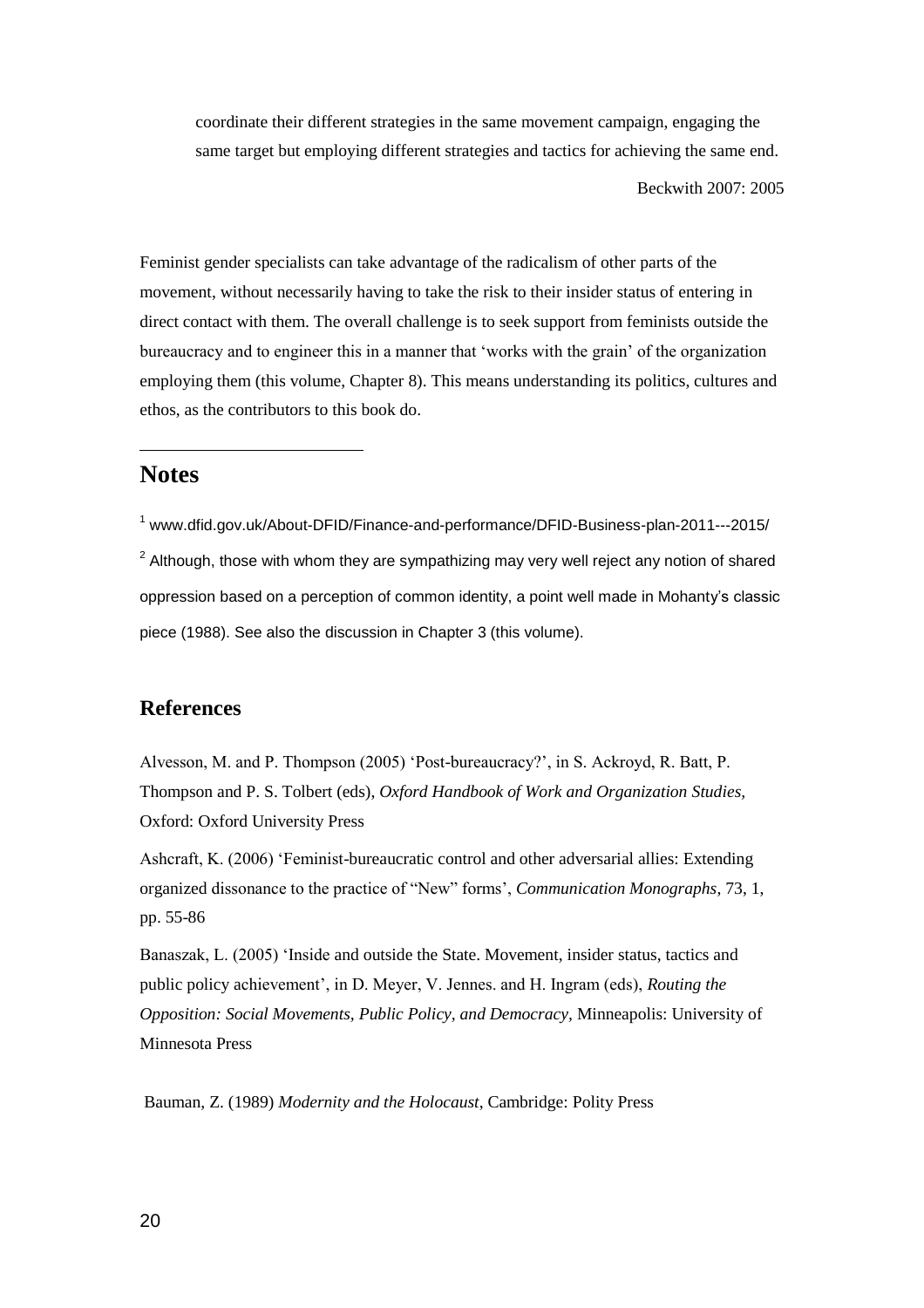> coordinate their different strategies in the same movement campaign, engaging the same target but employing different strategies and tactics for achieving the same end.
>
> Beckwith 2007: 2005

Feminist gender specialists can take advantage of the radicalism of other parts of the movement, without necessarily having to take the risk to their insider status of entering in direct contact with them. The overall challenge is to seek support from feminists outside the bureaucracy and to engineer this in a manner that 'works with the grain' of the organization employing them (this volume, Chapter 8). This means understanding its politics, cultures and ethos, as the contributors to this book do.

## Notes

[1] www.dfid.gov.uk/About-DFID/Finance-and-performance/DFID-Business-plan-2011---2015/

[2] Although, those with whom they are sympathizing may very well reject any notion of shared oppression based on a perception of common identity, a point well made in Mohanty's classic piece (1988). See also the discussion in Chapter 3 (this volume).

## References

Alvesson, M. and P. Thompson (2005) 'Post-bureaucracy?', in S. Ackroyd, R. Batt, P. Thompson and P. S. Tolbert (eds), *Oxford Handbook of Work and Organization Studies,* Oxford: Oxford University Press

Ashcraft, K. (2006) 'Feminist-bureaucratic control and other adversarial allies: Extending organized dissonance to the practice of "New" forms', *Communication Monographs*, 73, 1, pp. 55-86

Banaszak, L. (2005) 'Inside and outside the State. Movement, insider status, tactics and public policy achievement', in D. Meyer, V. Jennes. and H. Ingram (eds), *Routing the Opposition: Social Movements, Public Policy, and Democracy,* Minneapolis: University of Minnesota Press

Bauman, Z. (1989) *Modernity and the Holocaust*, Cambridge: Polity Press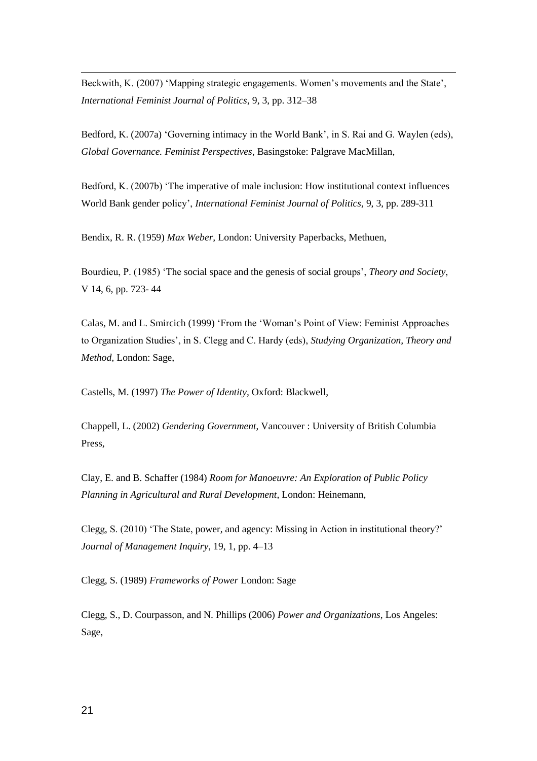Beckwith, K. (2007) 'Mapping strategic engagements. Women's movements and the State', *International Feminist Journal of Politics*, 9, 3, pp. 312–38

Bedford, K. (2007a) 'Governing intimacy in the World Bank', in S. Rai and G. Waylen (eds), *Global Governance. Feminist Perspectives,* Basingstoke: Palgrave MacMillan,

Bedford, K. (2007b) 'The imperative of male inclusion: How institutional context influences World Bank gender policy', *International Feminist Journal of Politics*, 9, 3, pp. 289-311

Bendix, R. R. (1959) *Max Weber,* London: University Paperbacks, Methuen,

Bourdieu, P. (1985) 'The social space and the genesis of social groups', *Theory and Society*, V 14, 6, pp. 723- 44

Calas, M. and L. Smircich (1999) 'From the 'Woman's Point of View: Feminist Approaches to Organization Studies', in S. Clegg and C. Hardy (eds), *Studying Organization, Theory and Method*, London: Sage,

Castells, M. (1997) *The Power of Identity*, Oxford: Blackwell,

Chappell, L. (2002) *Gendering Government*, Vancouver : University of British Columbia Press,

Clay, E. and B. Schaffer (1984) *Room for Manoeuvre: An Exploration of Public Policy Planning in Agricultural and Rural Development*, London: Heinemann,

Clegg, S. (2010) 'The State, power, and agency: Missing in Action in institutional theory?' *Journal of Management Inquiry*, 19, 1, pp. 4–13

Clegg, S. (1989) *Frameworks of Power* London: Sage

Clegg, S., D. Courpasson, and N. Phillips (2006) *Power and Organizations*, Los Angeles: Sage,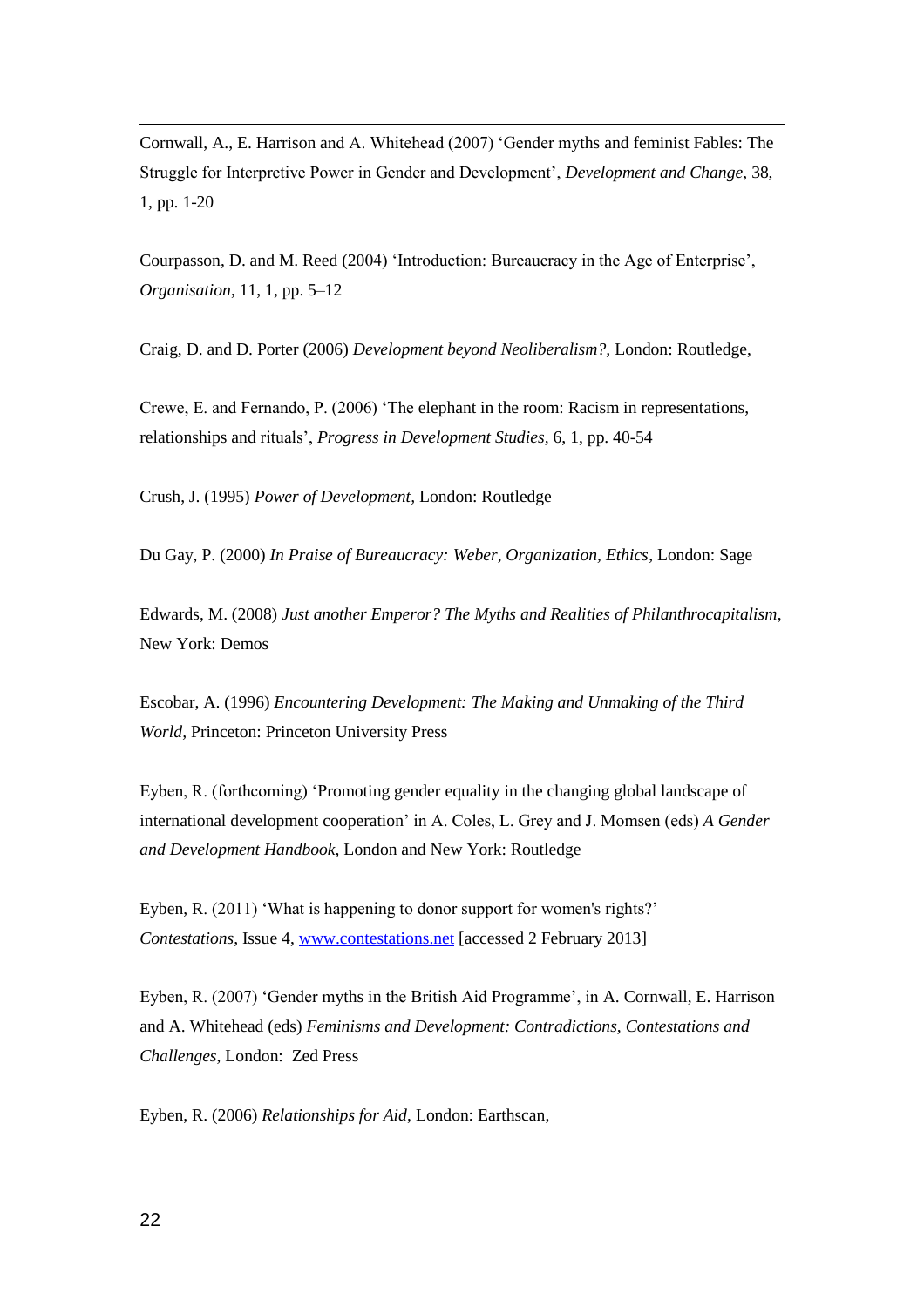Cornwall, A., E. Harrison and A. Whitehead (2007) 'Gender myths and feminist Fables: The Struggle for Interpretive Power in Gender and Development', *Development and Change*, 38, 1, pp. 1-20

Courpasson, D. and M. Reed (2004) 'Introduction: Bureaucracy in the Age of Enterprise', *Organisation*, 11, 1, pp. 5–12

Craig, D. and D. Porter (2006) *Development beyond Neoliberalism?*, London: Routledge,

Crewe, E. and Fernando, P. (2006) 'The elephant in the room: Racism in representations, relationships and rituals', *Progress in Development Studies*, 6, 1, pp. 40-54

Crush, J. (1995) *Power of Development*, London: Routledge

Du Gay, P. (2000) *In Praise of Bureaucracy: Weber, Organization, Ethics*, London: Sage

Edwards, M. (2008) *Just another Emperor? The Myths and Realities of Philanthrocapitalism*, New York: Demos

Escobar, A. (1996) *Encountering Development: The Making and Unmaking of the Third World,* Princeton: Princeton University Press

Eyben, R. (forthcoming) 'Promoting gender equality in the changing global landscape of international development cooperation' in A. Coles, L. Grey and J. Momsen (eds) *A Gender and Development Handbook,* London and New York: Routledge

Eyben, R. (2011) 'What is happening to donor support for women's rights?' *Contestations*, Issue 4, www.contestations.net [accessed 2 February 2013]

Eyben, R. (2007) 'Gender myths in the British Aid Programme', in A. Cornwall, E. Harrison and A. Whitehead (eds) *Feminisms and Development: Contradictions, Contestations and Challenges*, London: Zed Press

Eyben, R. (2006) *Relationships for Aid*, London: Earthscan,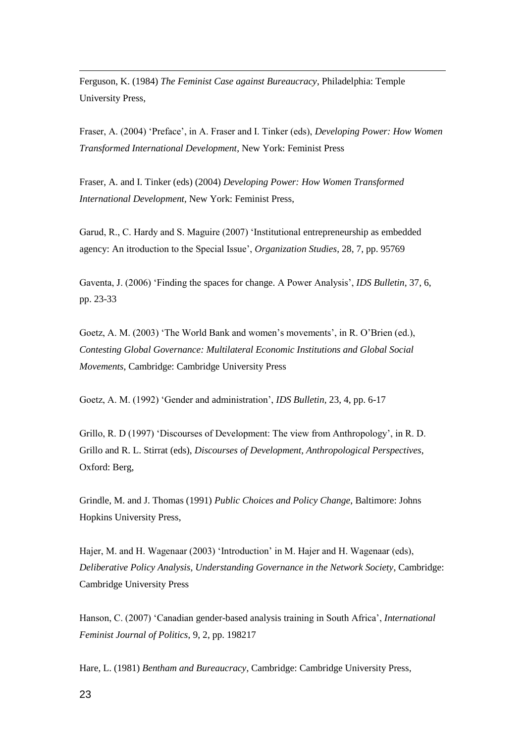Ferguson, K. (1984) *The Feminist Case against Bureaucracy*, Philadelphia: Temple University Press,

Fraser, A. (2004) 'Preface', in A. Fraser and I. Tinker (eds), *Developing Power: How Women Transformed International Development*, New York: Feminist Press

Fraser, A. and I. Tinker (eds) (2004) *Developing Power: How Women Transformed International Development*, New York: Feminist Press,

Garud, R., C. Hardy and S. Maguire (2007) 'Institutional entrepreneurship as embedded agency: An itroduction to the Special Issue', *Organization Studies*, 28, 7, pp. 95769

Gaventa, J. (2006) 'Finding the spaces for change. A Power Analysis', *IDS Bulletin*, 37, 6, pp. 23-33

Goetz, A. M. (2003) 'The World Bank and women's movements', in R. O'Brien (ed.), *Contesting Global Governance: Multilateral Economic Institutions and Global Social Movements*, Cambridge: Cambridge University Press

Goetz, A. M. (1992) 'Gender and administration', *IDS Bulletin*, 23, 4, pp. 6-17

Grillo, R. D (1997) 'Discourses of Development: The view from Anthropology', in R. D. Grillo and R. L. Stirrat (eds), *Discourses of Development, Anthropological Perspectives*, Oxford: Berg,

Grindle, M. and J. Thomas (1991) *Public Choices and Policy Change*, Baltimore: Johns Hopkins University Press,

Hajer, M. and H. Wagenaar (2003) 'Introduction' in M. Hajer and H. Wagenaar (eds), *Deliberative Policy Analysis, Understanding Governance in the Network Society*, Cambridge: Cambridge University Press

Hanson, C. (2007) 'Canadian gender-based analysis training in South Africa', *International Feminist Journal of Politics*, 9, 2, pp. 198217

Hare, L. (1981) *Bentham and Bureaucracy*, Cambridge: Cambridge University Press,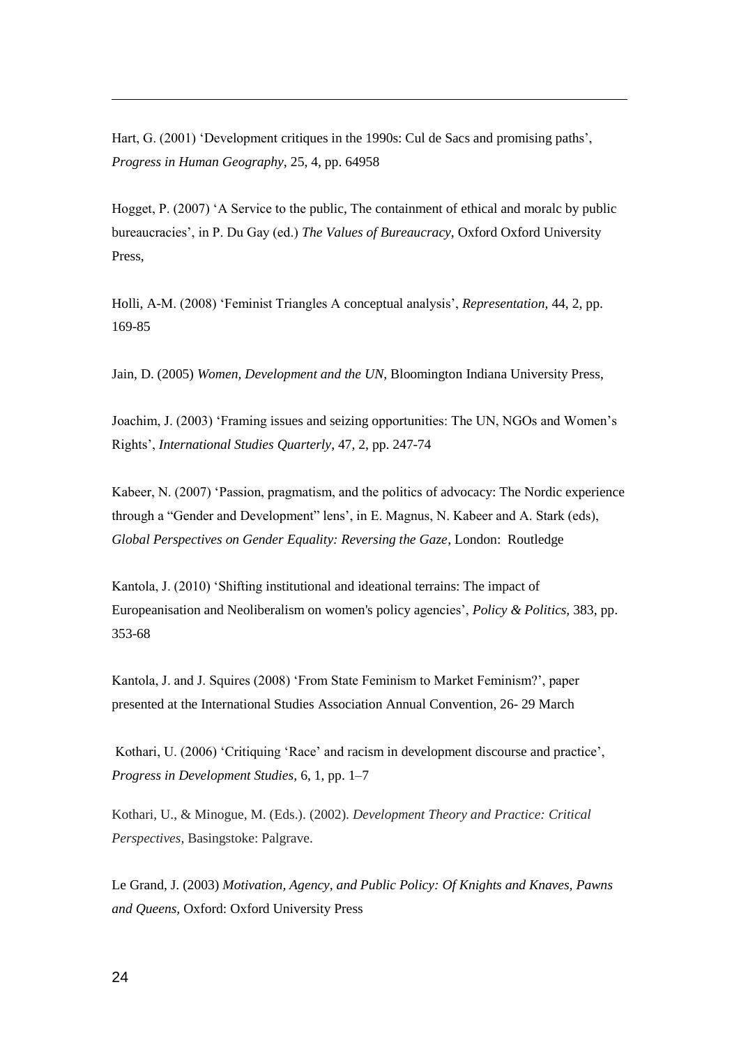Hart, G. (2001) 'Development critiques in the 1990s: Cul de Sacs and promising paths', *Progress in Human Geography*, 25, 4, pp. 64958

Hogget, P. (2007) 'A Service to the public, The containment of ethical and moralc by public bureaucracies', in P. Du Gay (ed.) *The Values of Bureaucracy*, Oxford Oxford University Press,

Holli, A-M. (2008) 'Feminist Triangles A conceptual analysis', *Representation*, 44, 2, pp. 169-85

Jain, D. (2005) *Women, Development and the UN*, Bloomington Indiana University Press,

Joachim, J. (2003) 'Framing issues and seizing opportunities: The UN, NGOs and Women's Rights', *International Studies Quarterly*, 47, 2, pp. 247-74

Kabeer, N. (2007) 'Passion, pragmatism, and the politics of advocacy: The Nordic experience through a "Gender and Development" lens', in E. Magnus, N. Kabeer and A. Stark (eds), *Global Perspectives on Gender Equality: Reversing the Gaze*, London: Routledge

Kantola, J. (2010) 'Shifting institutional and ideational terrains: The impact of Europeanisation and Neoliberalism on women's policy agencies', *Policy & Politics*, 383, pp. 353-68

Kantola, J. and J. Squires (2008) 'From State Feminism to Market Feminism?', paper presented at the International Studies Association Annual Convention, 26- 29 March

Kothari, U. (2006) 'Critiquing 'Race' and racism in development discourse and practice', *Progress in Development Studies*, 6, 1, pp. 1–7

Kothari, U., & Minogue, M. (Eds.). (2002). *Development Theory and Practice: Critical Perspectives*, Basingstoke: Palgrave.

Le Grand, J. (2003) *Motivation, Agency, and Public Policy: Of Knights and Knaves, Pawns and Queens*, Oxford: Oxford University Press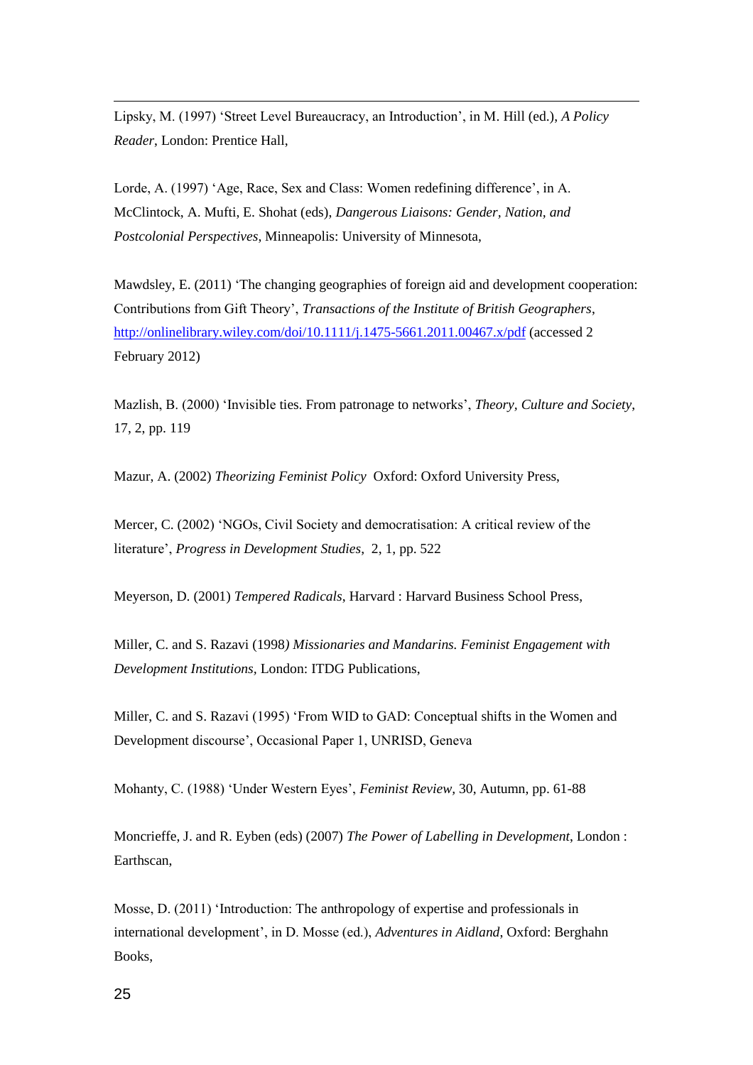Lipsky, M. (1997) 'Street Level Bureaucracy, an Introduction', in M. Hill (ed.), *A Policy Reader*, London: Prentice Hall,

Lorde, A. (1997) 'Age, Race, Sex and Class: Women redefining difference', in A. McClintock, A. Mufti, E. Shohat (eds), *Dangerous Liaisons: Gender, Nation, and Postcolonial Perspectives*, Minneapolis: University of Minnesota,

Mawdsley, E. (2011) 'The changing geographies of foreign aid and development cooperation: Contributions from Gift Theory', *Transactions of the Institute of British Geographers*, http://onlinelibrary.wiley.com/doi/10.1111/j.1475-5661.2011.00467.x/pdf (accessed 2 February 2012)

Mazlish, B. (2000) 'Invisible ties. From patronage to networks', *Theory, Culture and Society*, 17, 2, pp. 119

Mazur, A. (2002) *Theorizing Feminist Policy* Oxford: Oxford University Press,

Mercer, C. (2002) 'NGOs, Civil Society and democratisation: A critical review of the literature', *Progress in Development Studies*, 2, 1, pp. 522

Meyerson, D. (2001) *Tempered Radicals*, Harvard : Harvard Business School Press,

Miller, C. and S. Razavi (1998*) Missionaries and Mandarins. Feminist Engagement with Development Institutions*, London: ITDG Publications,

Miller, C. and S. Razavi (1995) 'From WID to GAD: Conceptual shifts in the Women and Development discourse', Occasional Paper 1, UNRISD, Geneva

Mohanty, C. (1988) 'Under Western Eyes', *Feminist Review*, 30, Autumn, pp. 61-88

Moncrieffe, J. and R. Eyben (eds) (2007) *The Power of Labelling in Development*, London : Earthscan,

Mosse, D. (2011) 'Introduction: The anthropology of expertise and professionals in international development', in D. Mosse (ed.), *Adventures in Aidland*, Oxford: Berghahn Books,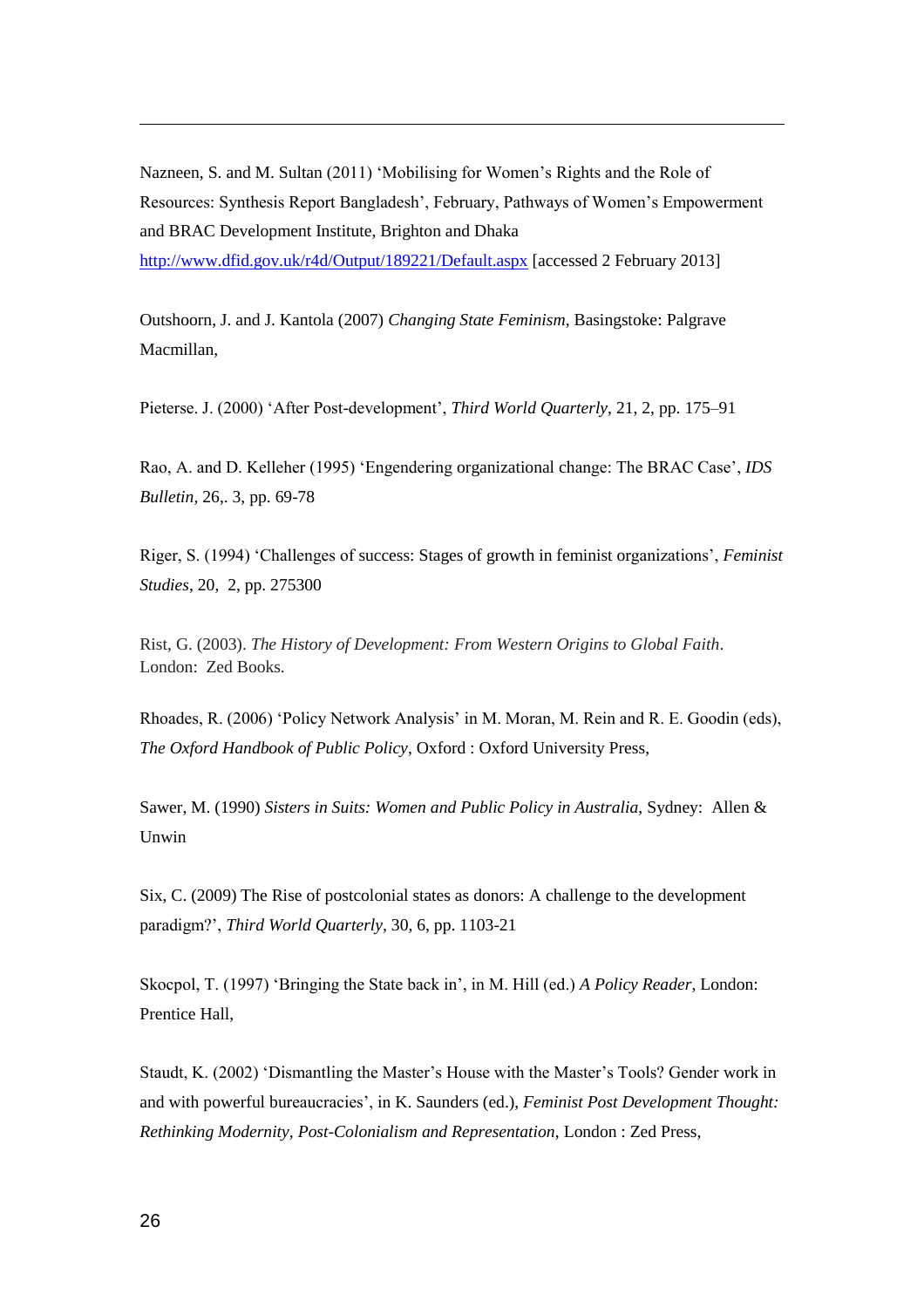Nazneen, S. and M. Sultan (2011) 'Mobilising for Women's Rights and the Role of Resources: Synthesis Report Bangladesh', February, Pathways of Women's Empowerment and BRAC Development Institute, Brighton and Dhaka http://www.dfid.gov.uk/r4d/Output/189221/Default.aspx [accessed 2 February 2013]

Outshoorn, J. and J. Kantola (2007) *Changing State Feminism*, Basingstoke: Palgrave Macmillan,

Pieterse. J. (2000) 'After Post-development', *Third World Quarterly*, 21, 2, pp. 175–91

Rao, A. and D. Kelleher (1995) 'Engendering organizational change: The BRAC Case', *IDS Bulletin,* 26,. 3, pp. 69-78

Riger, S. (1994) 'Challenges of success: Stages of growth in feminist organizations', *Feminist Studies*, 20, 2, pp. 275300

Rist, G. (2003). *The History of Development: From Western Origins to Global Faith*. London: Zed Books.

Rhoades, R. (2006) 'Policy Network Analysis' in M. Moran, M. Rein and R. E. Goodin (eds), *The Oxford Handbook of Public Policy*, Oxford : Oxford University Press,

Sawer, M. (1990) *Sisters in Suits: Women and Public Policy in Australia*, Sydney: Allen & Unwin

Six, C. (2009) The Rise of postcolonial states as donors: A challenge to the development paradigm?', *Third World Quarterly,* 30, 6, pp. 1103-21

Skocpol, T. (1997) 'Bringing the State back in', in M. Hill (ed.) *A Policy Reader*, London: Prentice Hall,

Staudt, K. (2002) 'Dismantling the Master's House with the Master's Tools? Gender work in and with powerful bureaucracies', in K. Saunders (ed.), *Feminist Post Development Thought: Rethinking Modernity, Post-Colonialism and Representation*, London : Zed Press,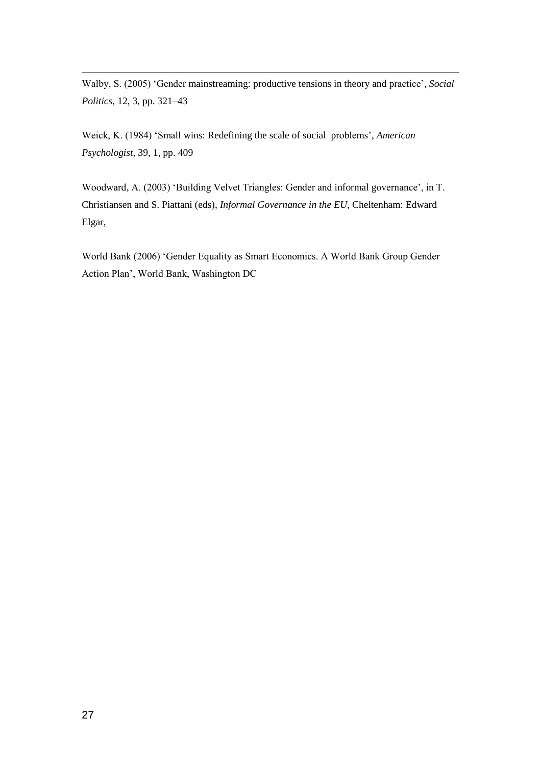Walby, S. (2005) 'Gender mainstreaming: productive tensions in theory and practice', *Social Politics*, 12, 3, pp. 321–43

Weick, K. (1984) 'Small wins: Redefining the scale of social problems', *American Psychologist*, 39, 1, pp. 409

Woodward, A. (2003) 'Building Velvet Triangles: Gender and informal governance', in T. Christiansen and S. Piattani (eds), *Informal Governance in the EU*, Cheltenham: Edward Elgar,

World Bank (2006) 'Gender Equality as Smart Economics. A World Bank Group Gender Action Plan', World Bank, Washington DC